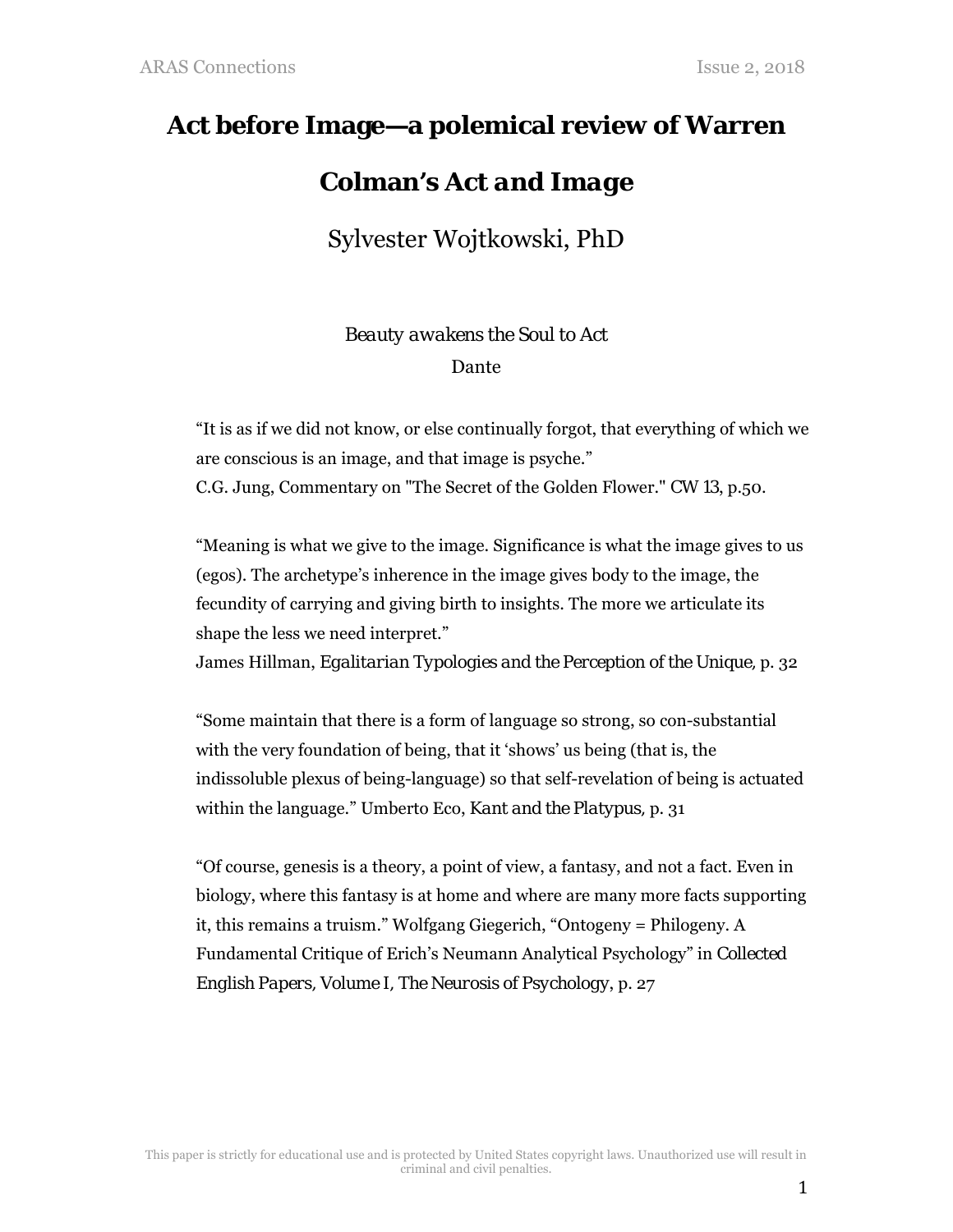# Act before Image—a polemical review of Warren Colman's *Act and Image*

## Sylvester Wojtkowski, PhD

*Beauty awakens the Soul to Act*
Dante

"It is as if we did not know, or else continually forgot, that everything of which we are conscious is an image, and that image is psyche."
C.G. Jung, Commentary on "The Secret of the Golden Flower." CW 13, p.50.

"Meaning is what we give to the image. Significance is what the image gives to us (egos). The archetype's inherence in the image gives body to the image, the fecundity of carrying and giving birth to insights. The more we articulate its shape the less we need interpret."
James Hillman, *Egalitarian Typologies and the Perception of the Unique*, p. 32

"Some maintain that there is a form of language so strong, so con-substantial with the very foundation of being, that it 'shows' us being (that is, the indissoluble plexus of being-language) so that self-revelation of being is actuated within the language." Umberto Eco, *Kant and the Platypus*, p. 31

"Of course, genesis is a theory, a point of view, a fantasy, and not a fact. Even in biology, where this fantasy is at home and where are many more facts supporting it, this remains a truism." Wolfgang Giegerich, "Ontogeny = Philogeny. A Fundamental Critique of Erich's Neumann Analytical Psychology" in *Collected English Papers, Volume I, The Neurosis of Psychology*, p. 27

This paper is strictly for educational use and is protected by United States copyright laws. Unauthorized use will result in criminal and civil penalties.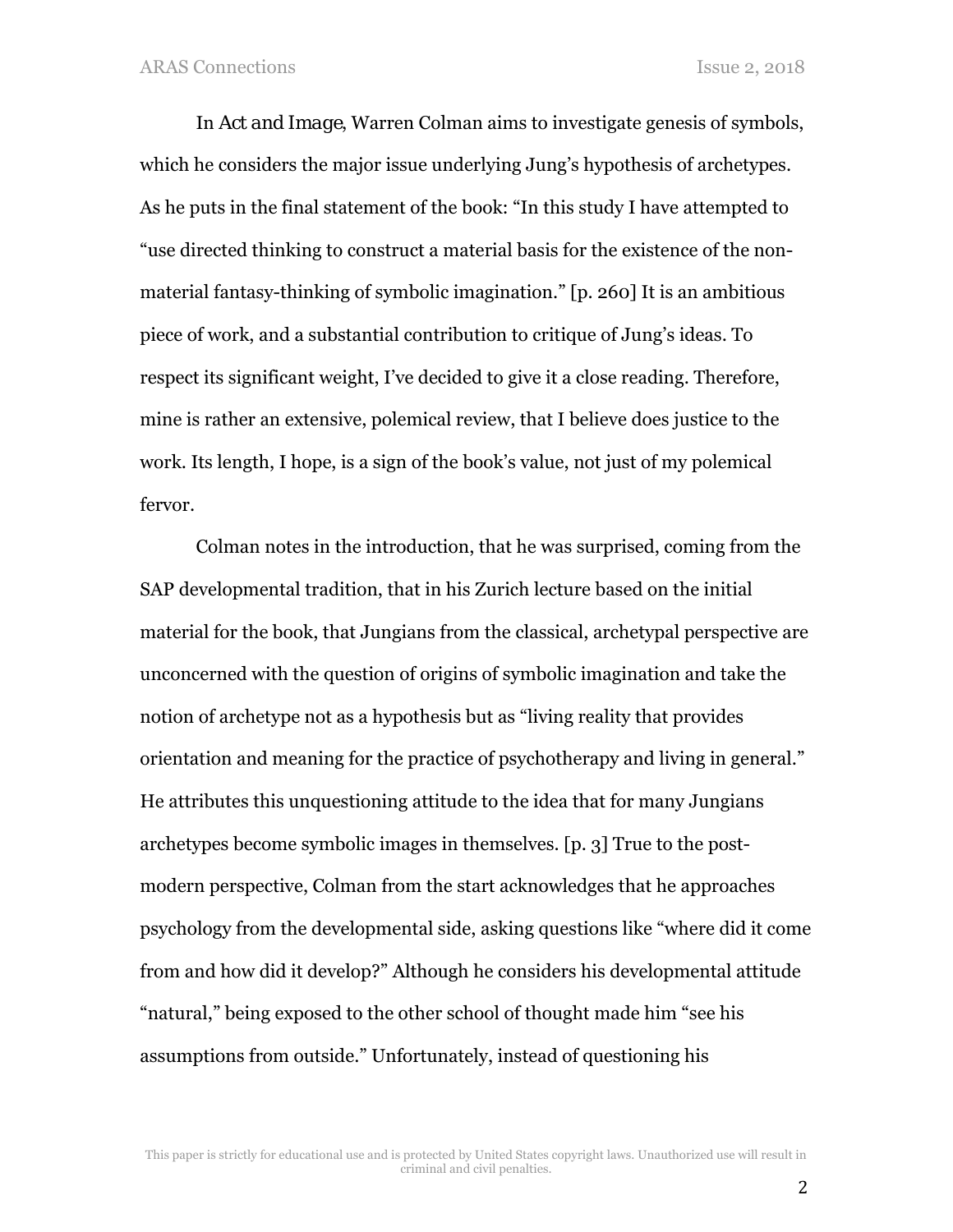In *Act and Image*, Warren Colman aims to investigate genesis of symbols, which he considers the major issue underlying Jung's hypothesis of archetypes. As he puts in the final statement of the book: "In this study I have attempted to "use directed thinking to construct a material basis for the existence of the non-material fantasy-thinking of symbolic imagination." [p. 260] It is an ambitious piece of work, and a substantial contribution to critique of Jung's ideas. To respect its significant weight, I've decided to give it a close reading. Therefore, mine is rather an extensive, polemical review, that I believe does justice to the work. Its length, I hope, is a sign of the book's value, not just of my polemical fervor.

Colman notes in the introduction, that he was surprised, coming from the SAP developmental tradition, that in his Zurich lecture based on the initial material for the book, that Jungians from the classical, archetypal perspective are unconcerned with the question of origins of symbolic imagination and take the notion of archetype not as a hypothesis but as "living reality that provides orientation and meaning for the practice of psychotherapy and living in general." He attributes this unquestioning attitude to the idea that for many Jungians archetypes become symbolic images in themselves. [p. 3] True to the post-modern perspective, Colman from the start acknowledges that he approaches psychology from the developmental side, asking questions like "where did it come from and how did it develop?" Although he considers his developmental attitude "natural," being exposed to the other school of thought made him "see his assumptions from outside." Unfortunately, instead of questioning his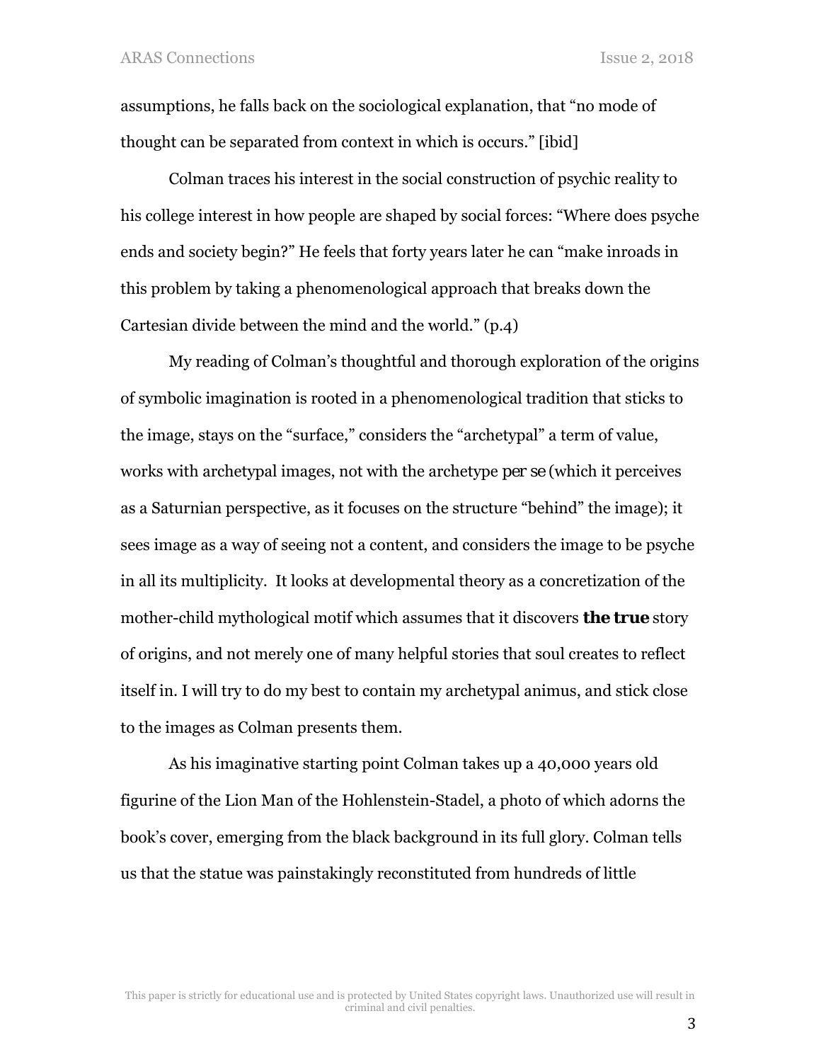assumptions, he falls back on the sociological explanation, that "no mode of thought can be separated from context in which is occurs." [ibid]

Colman traces his interest in the social construction of psychic reality to his college interest in how people are shaped by social forces: "Where does psyche ends and society begin?" He feels that forty years later he can "make inroads in this problem by taking a phenomenological approach that breaks down the Cartesian divide between the mind and the world." (p.4)

My reading of Colman's thoughtful and thorough exploration of the origins of symbolic imagination is rooted in a phenomenological tradition that sticks to the image, stays on the "surface," considers the "archetypal" a term of value, works with archetypal images, not with the archetype *per se* (which it perceives as a Saturnian perspective, as it focuses on the structure "behind" the image); it sees image as a way of seeing not a content, and considers the image to be psyche in all its multiplicity. It looks at developmental theory as a concretization of the mother-child mythological motif which assumes that it discovers **the true** story of origins, and not merely one of many helpful stories that soul creates to reflect itself in. I will try to do my best to contain my archetypal animus, and stick close to the images as Colman presents them.

As his imaginative starting point Colman takes up a 40,000 years old figurine of the Lion Man of the Hohlenstein-Stadel, a photo of which adorns the book's cover, emerging from the black background in its full glory. Colman tells us that the statue was painstakingly reconstituted from hundreds of little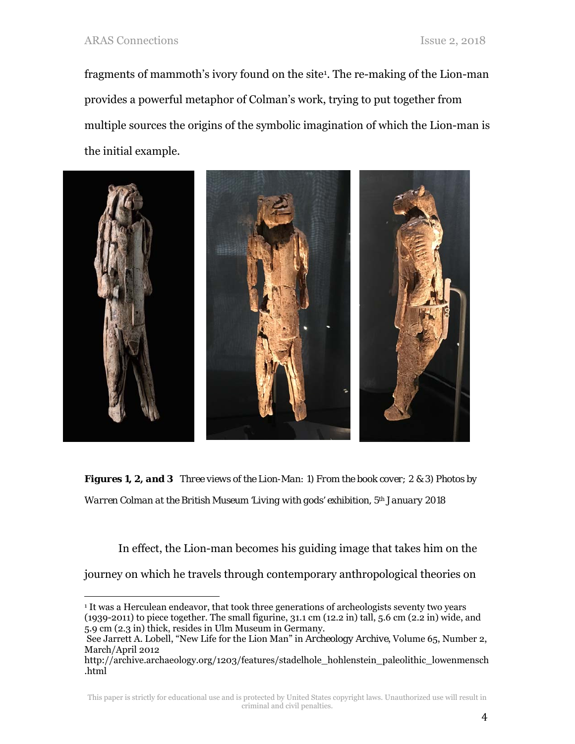fragments of mammoth's ivory found on the site[1]. The re-making of the Lion-man provides a powerful metaphor of Colman's work, trying to put together from multiple sources the origins of the symbolic imagination of which the Lion-man is the initial example.

***Figures 1, 2, and 3*** *Three views of the Lion-Man: 1) From the book cover; 2 & 3) Photos by Warren Colman at the British Museum 'Living with gods' exhibition, 5th January 2018*

In effect, the Lion-man becomes his guiding image that takes him on the journey on which he travels through contemporary anthropological theories on

---

[1] It was a Herculean endeavor, that took three generations of archeologists seventy two years (1939-2011) to piece together. The small figurine, 31.1 cm (12.2 in) tall, 5.6 cm (2.2 in) wide, and 5.9 cm (2.3 in) thick, resides in Ulm Museum in Germany.
See Jarrett A. Lobell, "New Life for the Lion Man" in *Archeology Archive*, Volume 65, Number 2, March/April 2012
http://archive.archaeology.org/1203/features/stadelhole_hohlenstein_paleolithic_lowenmensch.html

This paper is strictly for educational use and is protected by United States copyright laws. Unauthorized use will result in criminal and civil penalties.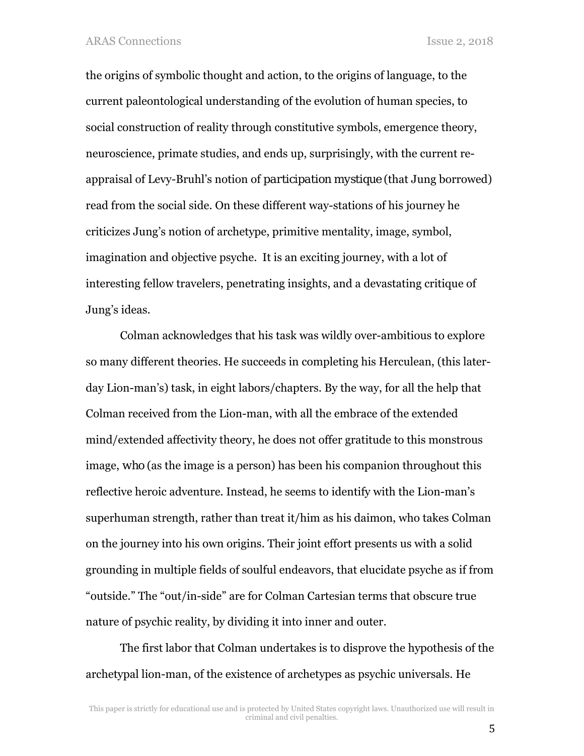the origins of symbolic thought and action, to the origins of language, to the current paleontological understanding of the evolution of human species, to social construction of reality through constitutive symbols, emergence theory, neuroscience, primate studies, and ends up, surprisingly, with the current re-appraisal of Levy-Bruhl's notion of *participation mystique* (that Jung borrowed) read from the social side. On these different way-stations of his journey he criticizes Jung's notion of archetype, primitive mentality, image, symbol, imagination and objective psyche. It is an exciting journey, with a lot of interesting fellow travelers, penetrating insights, and a devastating critique of Jung's ideas.

Colman acknowledges that his task was wildly over-ambitious to explore so many different theories. He succeeds in completing his Herculean, (this later-day Lion-man's) task, in eight labors/chapters. By the way, for all the help that Colman received from the Lion-man, with all the embrace of the extended mind/extended affectivity theory, he does not offer gratitude to this monstrous image, *who* (as the image is a person) has been his companion throughout this reflective heroic adventure. Instead, he seems to identify with the Lion-man's superhuman strength, rather than treat it/him as his daimon, who takes Colman on the journey into his own origins. Their joint effort presents us with a solid grounding in multiple fields of soulful endeavors, that elucidate psyche as if from "outside." The "out/in-side" are for Colman Cartesian terms that obscure true nature of psychic reality, by dividing it into inner and outer.

The first labor that Colman undertakes is to disprove the hypothesis of the archetypal lion-man, of the existence of archetypes as psychic universals. He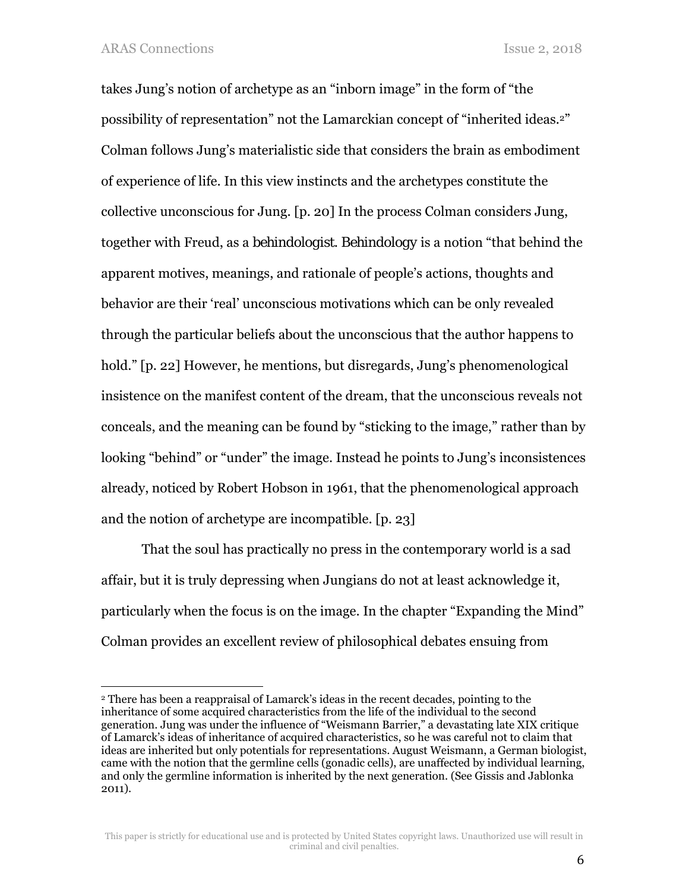takes Jung's notion of archetype as an "inborn image" in the form of "the possibility of representation" not the Lamarckian concept of "inherited ideas.[2]" Colman follows Jung's materialistic side that considers the brain as embodiment of experience of life. In this view instincts and the archetypes constitute the collective unconscious for Jung. [p. 20] In the process Colman considers Jung, together with Freud, as a *behindologist*. *Behindology* is a notion "that behind the apparent motives, meanings, and rationale of people's actions, thoughts and behavior are their 'real' unconscious motivations which can be only revealed through the particular beliefs about the unconscious that the author happens to hold." [p. 22] However, he mentions, but disregards, Jung's phenomenological insistence on the manifest content of the dream, that the unconscious reveals not conceals, and the meaning can be found by "sticking to the image," rather than by looking "behind" or "under" the image. Instead he points to Jung's inconsistences already, noticed by Robert Hobson in 1961, that the phenomenological approach and the notion of archetype are incompatible. [p. 23]

That the soul has practically no press in the contemporary world is a sad affair, but it is truly depressing when Jungians do not at least acknowledge it, particularly when the focus is on the image. In the chapter "Expanding the Mind" Colman provides an excellent review of philosophical debates ensuing from

---

[2] There has been a reappraisal of Lamarck's ideas in the recent decades, pointing to the inheritance of some acquired characteristics from the life of the individual to the second generation. Jung was under the influence of "Weismann Barrier," a devastating late XIX critique of Lamarck's ideas of inheritance of acquired characteristics, so he was careful not to claim that ideas are inherited but only potentials for representations. August Weismann, a German biologist, came with the notion that the germline cells (gonadic cells), are unaffected by individual learning, and only the germline information is inherited by the next generation. (See Gissis and Jablonka 2011).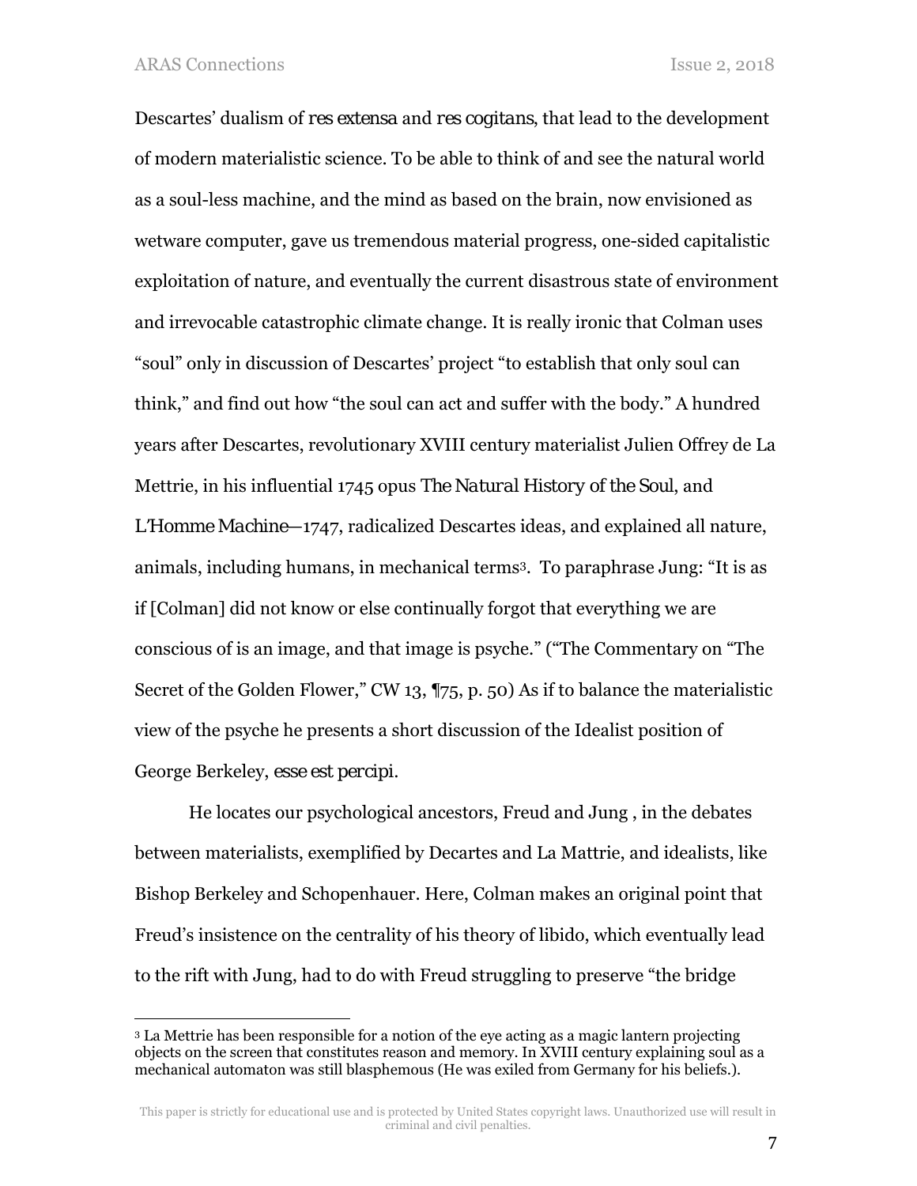Descartes' dualism of *res extensa* and *res cogitans*, that lead to the development of modern materialistic science. To be able to think of and see the natural world as a soul-less machine, and the mind as based on the brain, now envisioned as wetware computer, gave us tremendous material progress, one-sided capitalistic exploitation of nature, and eventually the current disastrous state of environment and irrevocable catastrophic climate change. It is really ironic that Colman uses "soul" only in discussion of Descartes' project "to establish that only soul can think," and find out how "the soul can act and suffer with the body." A hundred years after Descartes, revolutionary XVIII century materialist Julien Offrey de La Mettrie, in his influential 1745 opus *The Natural History of the Soul*, and *L'Homme Machine*—1747, radicalized Descartes ideas, and explained all nature, animals, including humans, in mechanical terms[3]. To paraphrase Jung: "It is as if [Colman] did not know or else continually forgot that everything we are conscious of is an image, and that image is psyche." ("The Commentary on "The Secret of the Golden Flower," CW 13, ¶75, p. 50) As if to balance the materialistic view of the psyche he presents a short discussion of the Idealist position of George Berkeley, *esse est percipi*.

He locates our psychological ancestors, Freud and Jung , in the debates between materialists, exemplified by Decartes and La Mattrie, and idealists, like Bishop Berkeley and Schopenhauer. Here, Colman makes an original point that Freud's insistence on the centrality of his theory of libido, which eventually lead to the rift with Jung, had to do with Freud struggling to preserve "the bridge

---

[3] La Mettrie has been responsible for a notion of the eye acting as a magic lantern projecting objects on the screen that constitutes reason and memory. In XVIII century explaining soul as a mechanical automaton was still blasphemous (He was exiled from Germany for his beliefs.).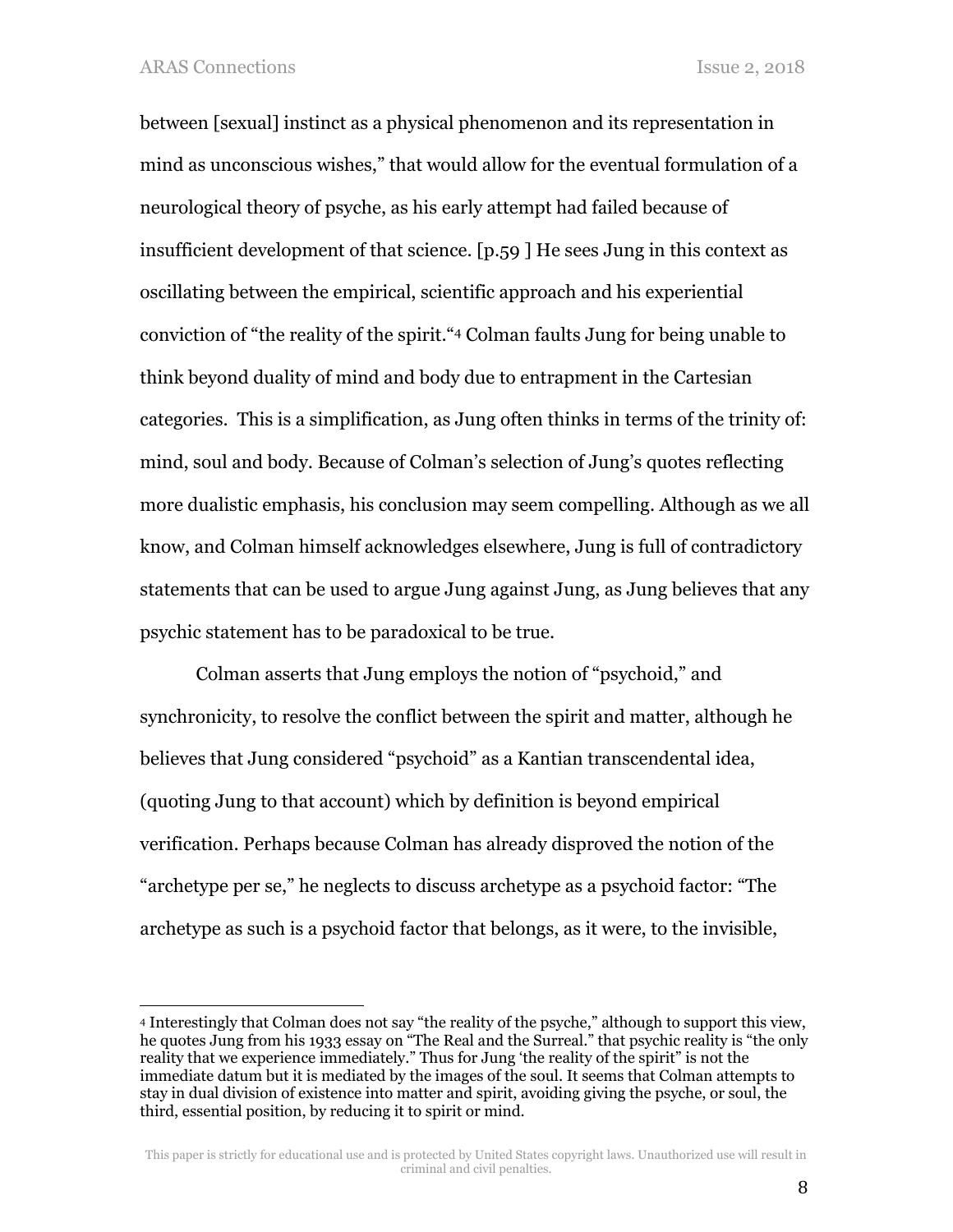between [sexual] instinct as a physical phenomenon and its representation in mind as unconscious wishes," that would allow for the eventual formulation of a neurological theory of psyche, as his early attempt had failed because of insufficient development of that science. [p.59 ] He sees Jung in this context as oscillating between the empirical, scientific approach and his experiential conviction of "the reality of the spirit."[4] Colman faults Jung for being unable to think beyond duality of mind and body due to entrapment in the Cartesian categories. This is a simplification, as Jung often thinks in terms of the trinity of: mind, soul and body. Because of Colman's selection of Jung's quotes reflecting more dualistic emphasis, his conclusion may seem compelling. Although as we all know, and Colman himself acknowledges elsewhere, Jung is full of contradictory statements that can be used to argue Jung against Jung, as Jung believes that any psychic statement has to be paradoxical to be true.

Colman asserts that Jung employs the notion of "psychoid," and synchronicity, to resolve the conflict between the spirit and matter, although he believes that Jung considered "psychoid" as a Kantian transcendental idea, (quoting Jung to that account) which by definition is beyond empirical verification. Perhaps because Colman has already disproved the notion of the "archetype per se," he neglects to discuss archetype as a psychoid factor: "The archetype as such is a psychoid factor that belongs, as it were, to the invisible,

---

[4] Interestingly that Colman does not say "the reality of the psyche," although to support this view, he quotes Jung from his 1933 essay on "The Real and the Surreal." that psychic reality is "the only reality that we experience immediately." Thus for Jung 'the reality of the spirit" is not the immediate datum but it is mediated by the images of the soul. It seems that Colman attempts to stay in dual division of existence into matter and spirit, avoiding giving the psyche, or soul, the third, essential position, by reducing it to spirit or mind.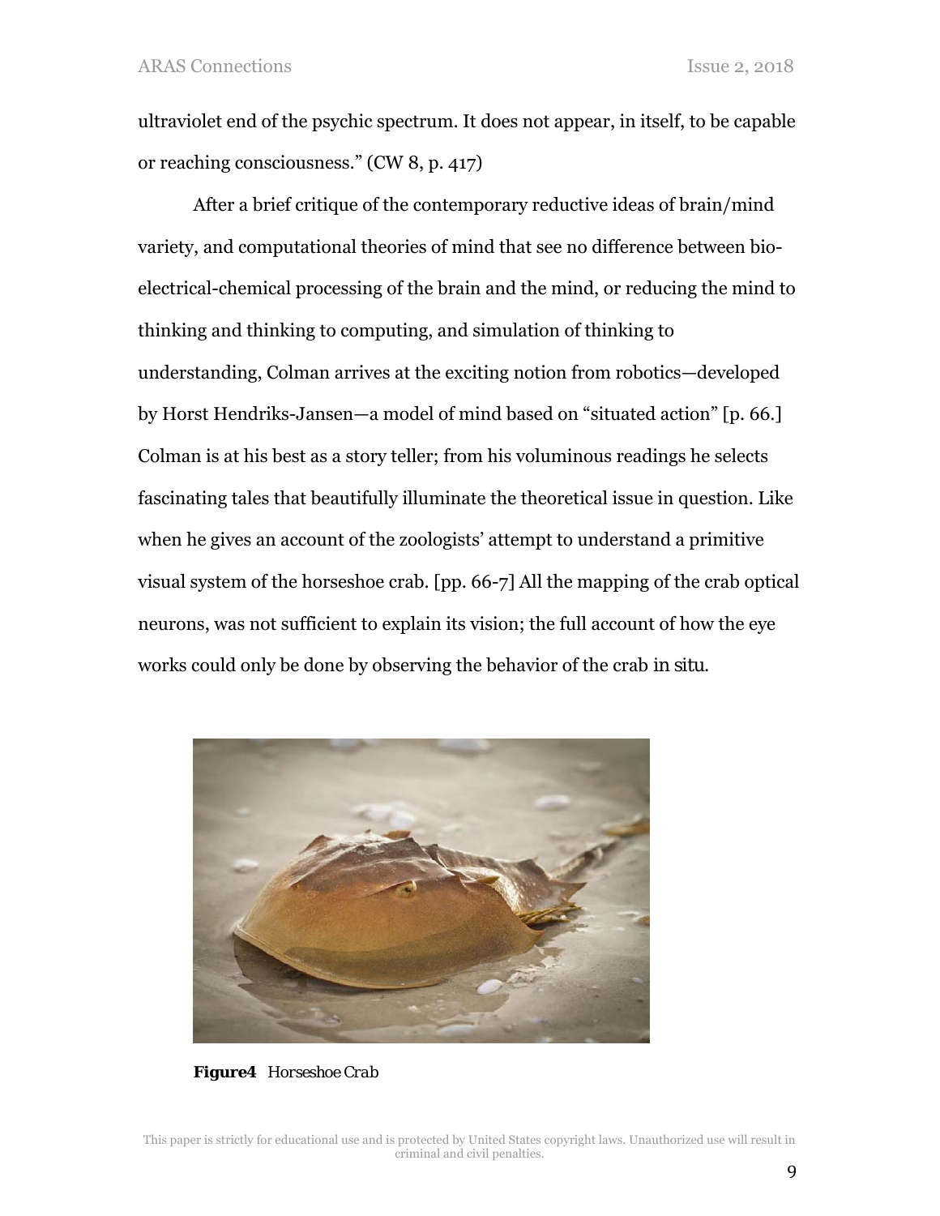ultraviolet end of the psychic spectrum. It does not appear, in itself, to be capable or reaching consciousness." (CW 8, p. 417)

After a brief critique of the contemporary reductive ideas of brain/mind variety, and computational theories of mind that see no difference between bio-electrical-chemical processing of the brain and the mind, or reducing the mind to thinking and thinking to computing, and simulation of thinking to understanding, Colman arrives at the exciting notion from robotics—developed by Horst Hendriks-Jansen—a model of mind based on "situated action" [p. 66.] Colman is at his best as a story teller; from his voluminous readings he selects fascinating tales that beautifully illuminate the theoretical issue in question. Like when he gives an account of the zoologists' attempt to understand a primitive visual system of the horseshoe crab. [pp. 66-7] All the mapping of the crab optical neurons, was not sufficient to explain its vision; the full account of how the eye works could only be done by observing the behavior of the crab *in situ*.

**Figure4** *Horseshoe Crab*

This paper is strictly for educational use and is protected by United States copyright laws. Unauthorized use will result in criminal and civil penalties.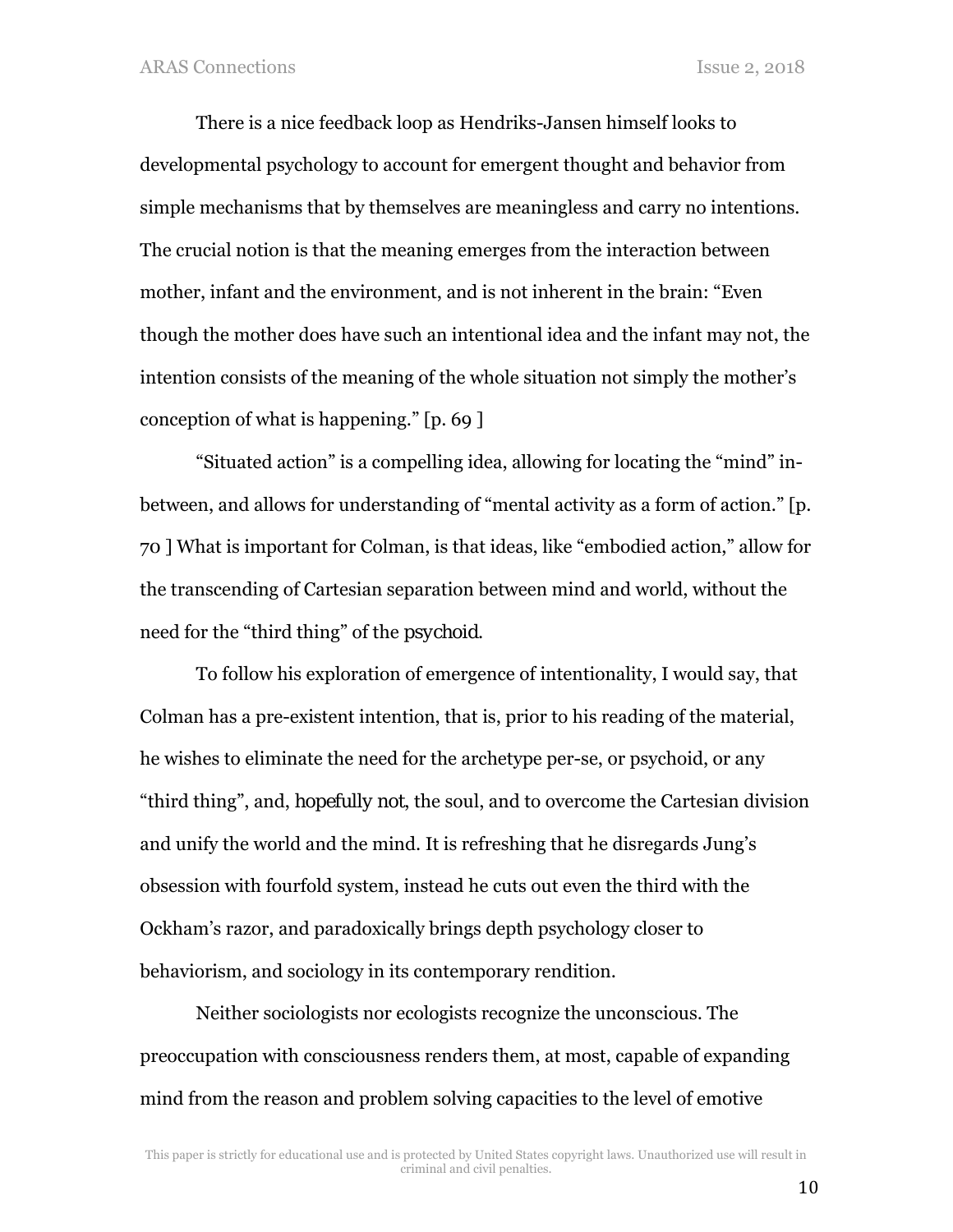There is a nice feedback loop as Hendriks-Jansen himself looks to developmental psychology to account for emergent thought and behavior from simple mechanisms that by themselves are meaningless and carry no intentions. The crucial notion is that the meaning emerges from the interaction between mother, infant and the environment, and is not inherent in the brain: "Even though the mother does have such an intentional idea and the infant may not, the intention consists of the meaning of the whole situation not simply the mother's conception of what is happening." [p. 69 ]

"Situated action" is a compelling idea, allowing for locating the "mind" in-between, and allows for understanding of "mental activity as a form of action." [p. 70 ] What is important for Colman, is that ideas, like "embodied action," allow for the transcending of Cartesian separation between mind and world, without the need for the "third thing" of the *psychoid*.

To follow his exploration of emergence of intentionality, I would say, that Colman has a pre-existent intention, that is, prior to his reading of the material, he wishes to eliminate the need for the archetype per-se, or psychoid, or any "third thing", and, *hopefully not*, the soul, and to overcome the Cartesian division and unify the world and the mind. It is refreshing that he disregards Jung's obsession with fourfold system, instead he cuts out even the third with the Ockham's razor, and paradoxically brings depth psychology closer to behaviorism, and sociology in its contemporary rendition.

Neither sociologists nor ecologists recognize the unconscious. The preoccupation with consciousness renders them, at most, capable of expanding mind from the reason and problem solving capacities to the level of emotive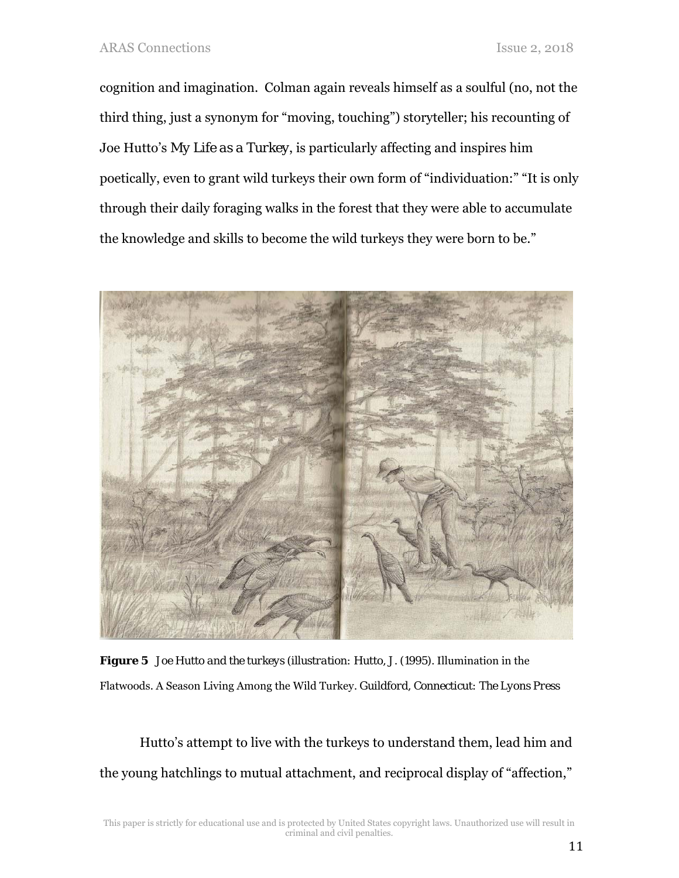cognition and imagination. Colman again reveals himself as a soulful (no, not the third thing, just a synonym for "moving, touching") storyteller; his recounting of Joe Hutto's *My Life as a Turkey*, is particularly affecting and inspires him poetically, even to grant wild turkeys their own form of "individuation:" "It is only through their daily foraging walks in the forest that they were able to accumulate the knowledge and skills to become the wild turkeys they were born to be."

**Figure 5** *Joe Hutto and the turkeys (illustration: Hutto, J. (1995). Illumination in the Flatwoods. A Season Living Among the Wild Turkey. Guildford, Connecticut: The Lyons Press*

Hutto's attempt to live with the turkeys to understand them, lead him and the young hatchlings to mutual attachment, and reciprocal display of "affection,"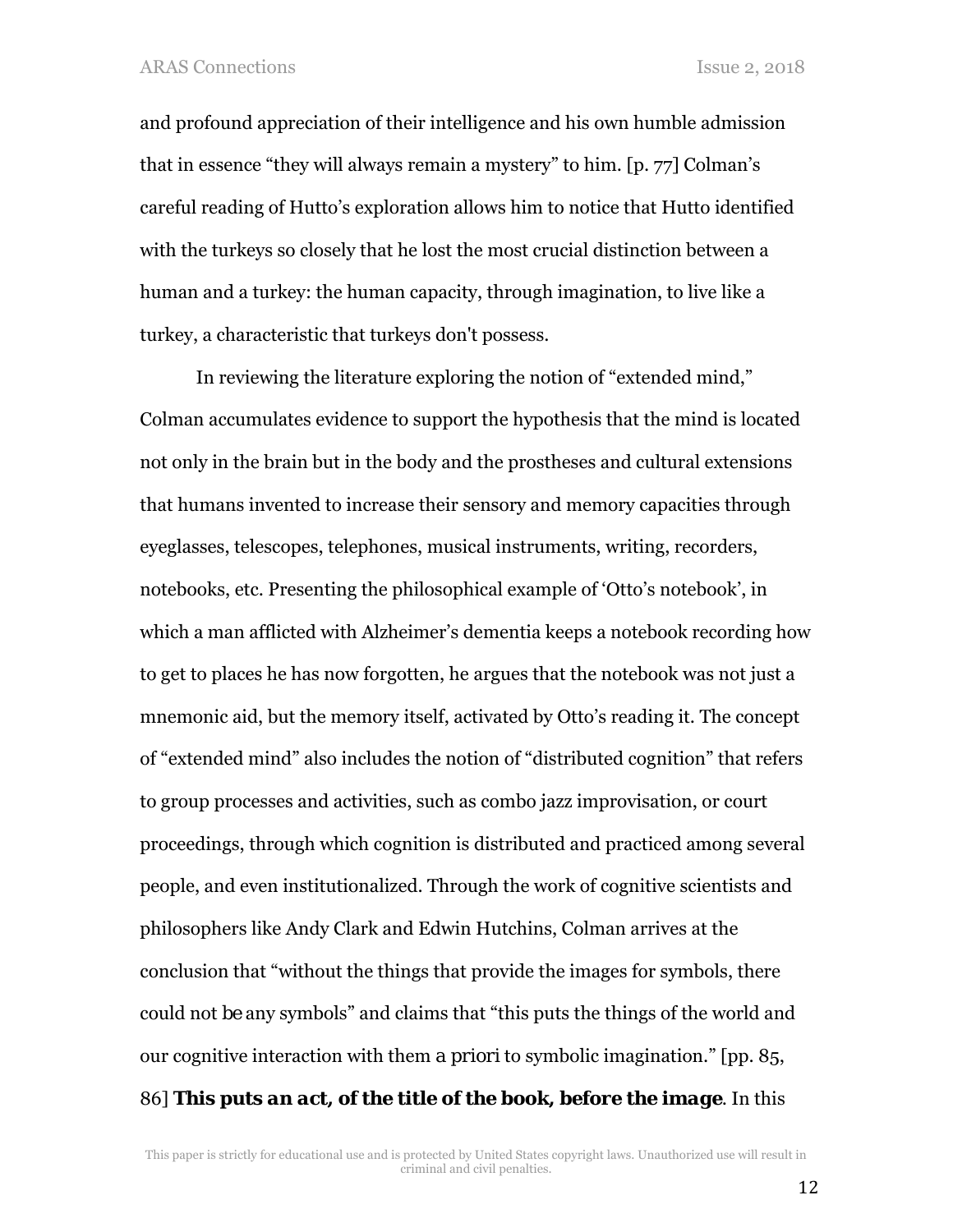and profound appreciation of their intelligence and his own humble admission that in essence "they will always remain a mystery" to him. [p. 77] Colman's careful reading of Hutto's exploration allows him to notice that Hutto identified with the turkeys so closely that he lost the most crucial distinction between a human and a turkey: the human capacity, through imagination, to live like a turkey, a characteristic that turkeys don't possess.

In reviewing the literature exploring the notion of "extended mind," Colman accumulates evidence to support the hypothesis that the mind is located not only in the brain but in the body and the prostheses and cultural extensions that humans invented to increase their sensory and memory capacities through eyeglasses, telescopes, telephones, musical instruments, writing, recorders, notebooks, etc. Presenting the philosophical example of 'Otto's notebook', in which a man afflicted with Alzheimer's dementia keeps a notebook recording how to get to places he has now forgotten, he argues that the notebook was not just a mnemonic aid, but the memory itself, activated by Otto's reading it. The concept of "extended mind" also includes the notion of "distributed cognition" that refers to group processes and activities, such as combo jazz improvisation, or court proceedings, through which cognition is distributed and practiced among several people, and even institutionalized. Through the work of cognitive scientists and philosophers like Andy Clark and Edwin Hutchins, Colman arrives at the conclusion that "without the things that provide the images for symbols, there could not be any symbols" and claims that "this puts the things of the world and our cognitive interaction with them *a priori* to symbolic imagination." [pp. 85, 86] ***This puts an act, of the title of the book, before the image***. In this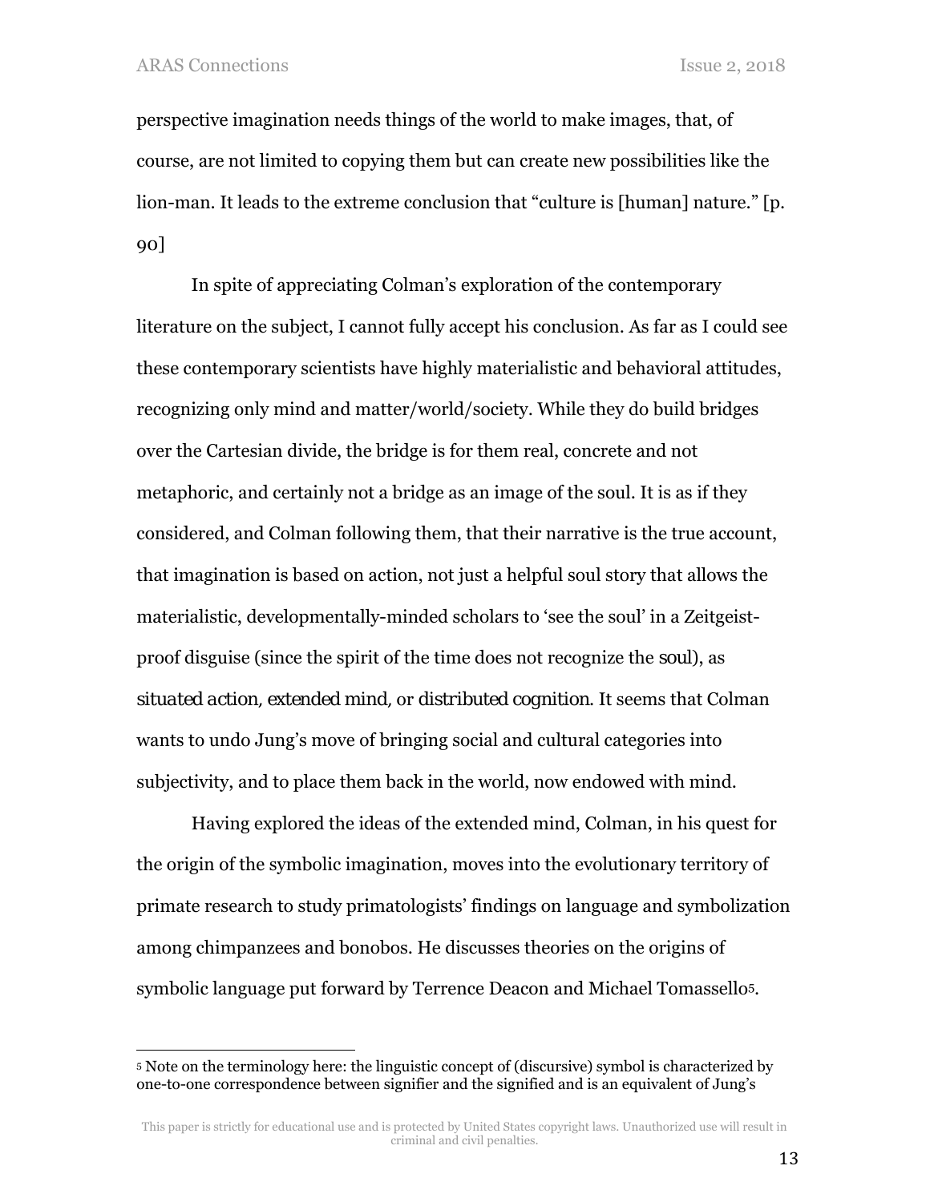perspective imagination needs things of the world to make images, that, of course, are not limited to copying them but can create new possibilities like the lion-man. It leads to the extreme conclusion that "culture is [human] nature." [p. 90]

In spite of appreciating Colman's exploration of the contemporary literature on the subject, I cannot fully accept his conclusion. As far as I could see these contemporary scientists have highly materialistic and behavioral attitudes, recognizing only mind and matter/world/society. While they do build bridges over the Cartesian divide, the bridge is for them real, concrete and not metaphoric, and certainly not a bridge as an image of the soul. It is as if they considered, and Colman following them, that their narrative is the true account, that imagination is based on action, not just a helpful soul story that allows the materialistic, developmentally-minded scholars to 'see the soul' in a Zeitgeist-proof disguise (since the spirit of the time does not recognize the soul), as *situated action*, *extended mind*, or *distributed cognition*. It seems that Colman wants to undo Jung's move of bringing social and cultural categories into subjectivity, and to place them back in the world, now endowed with mind.

Having explored the ideas of the extended mind, Colman, in his quest for the origin of the symbolic imagination, moves into the evolutionary territory of primate research to study primatologists' findings on language and symbolization among chimpanzees and bonobos. He discusses theories on the origins of symbolic language put forward by Terrence Deacon and Michael Tomassello[5].

[5] Note on the terminology here: the linguistic concept of (discursive) symbol is characterized by one-to-one correspondence between signifier and the signified and is an equivalent of Jung's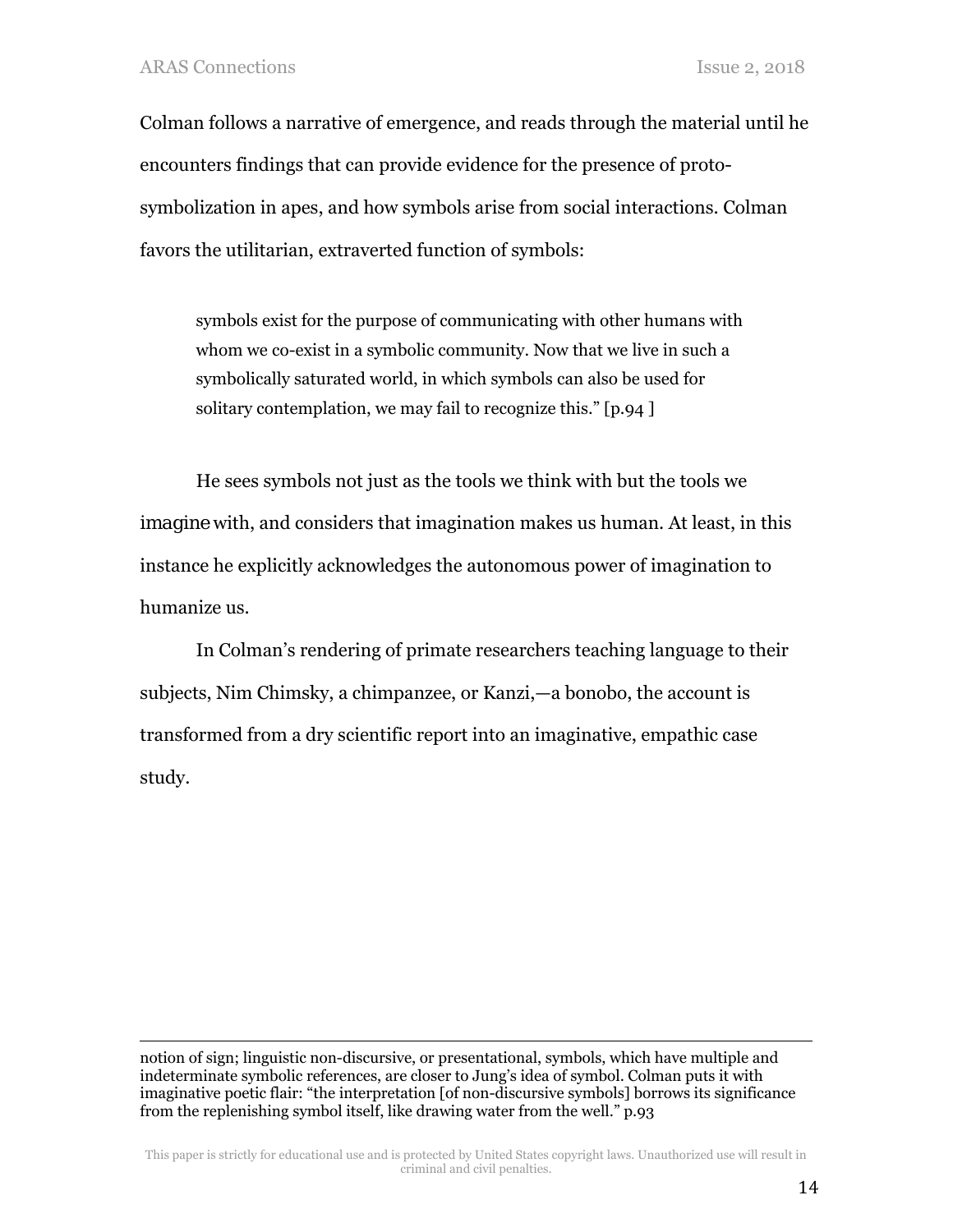Colman follows a narrative of emergence, and reads through the material until he encounters findings that can provide evidence for the presence of proto-symbolization in apes, and how symbols arise from social interactions. Colman favors the utilitarian, extraverted function of symbols:

> symbols exist for the purpose of communicating with other humans with whom we co-exist in a symbolic community. Now that we live in such a symbolically saturated world, in which symbols can also be used for solitary contemplation, we may fail to recognize this." [p.94 ]

He sees symbols not just as the tools we think with but the tools we *imagine* with, and considers that imagination makes us human. At least, in this instance he explicitly acknowledges the autonomous power of imagination to humanize us.

In Colman's rendering of primate researchers teaching language to their subjects, Nim Chimsky, a chimpanzee, or Kanzi,—a bonobo, the account is transformed from a dry scientific report into an imaginative, empathic case study.

---

notion of sign; linguistic non-discursive, or presentational, symbols, which have multiple and indeterminate symbolic references, are closer to Jung's idea of symbol. Colman puts it with imaginative poetic flair: "the interpretation [of non-discursive symbols] borrows its significance from the replenishing symbol itself, like drawing water from the well." p.93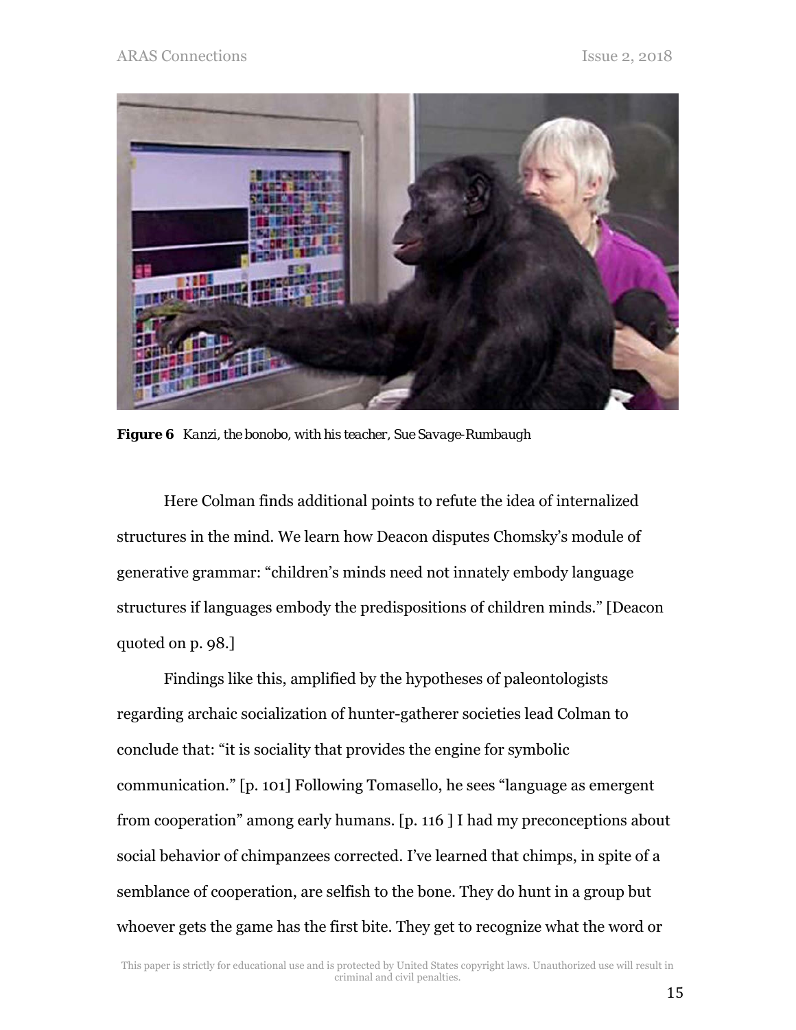**Figure 6** *Kanzi, the bonobo, with his teacher, Sue Savage-Rumbaugh*

Here Colman finds additional points to refute the idea of internalized structures in the mind. We learn how Deacon disputes Chomsky's module of generative grammar: "children's minds need not innately embody language structures if languages embody the predispositions of children minds." [Deacon quoted on p. 98.]

Findings like this, amplified by the hypotheses of paleontologists regarding archaic socialization of hunter-gatherer societies lead Colman to conclude that: "it is sociality that provides the engine for symbolic communication." [p. 101] Following Tomasello, he sees "language as emergent from cooperation" among early humans. [p. 116 ] I had my preconceptions about social behavior of chimpanzees corrected. I've learned that chimps, in spite of a semblance of cooperation, are selfish to the bone. They do hunt in a group but whoever gets the game has the first bite. They get to recognize what the word or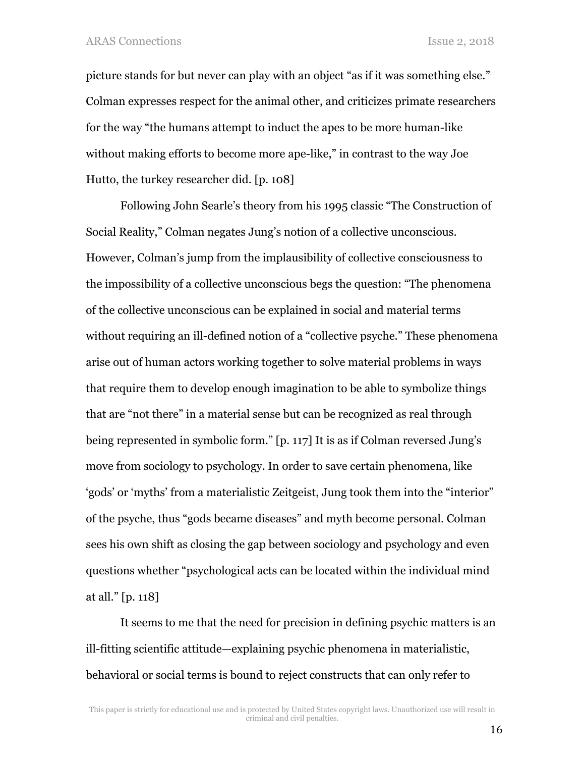picture stands for but never can play with an object "as if it was something else." Colman expresses respect for the animal other, and criticizes primate researchers for the way "the humans attempt to induct the apes to be more human-like without making efforts to become more ape-like," in contrast to the way Joe Hutto, the turkey researcher did. [p. 108]

Following John Searle's theory from his 1995 classic "The Construction of Social Reality," Colman negates Jung's notion of a collective unconscious. However, Colman's jump from the implausibility of collective consciousness to the impossibility of a collective unconscious begs the question: "The phenomena of the collective unconscious can be explained in social and material terms without requiring an ill-defined notion of a "collective psyche." These phenomena arise out of human actors working together to solve material problems in ways that require them to develop enough imagination to be able to symbolize things that are "not there" in a material sense but can be recognized as real through being represented in symbolic form." [p. 117] It is as if Colman reversed Jung's move from sociology to psychology. In order to save certain phenomena, like 'gods' or 'myths' from a materialistic Zeitgeist, Jung took them into the "interior" of the psyche, thus "gods became diseases" and myth become personal. Colman sees his own shift as closing the gap between sociology and psychology and even questions whether "psychological acts can be located within the individual mind at all." [p. 118]

It seems to me that the need for precision in defining psychic matters is an ill-fitting scientific attitude—explaining psychic phenomena in materialistic, behavioral or social terms is bound to reject constructs that can only refer to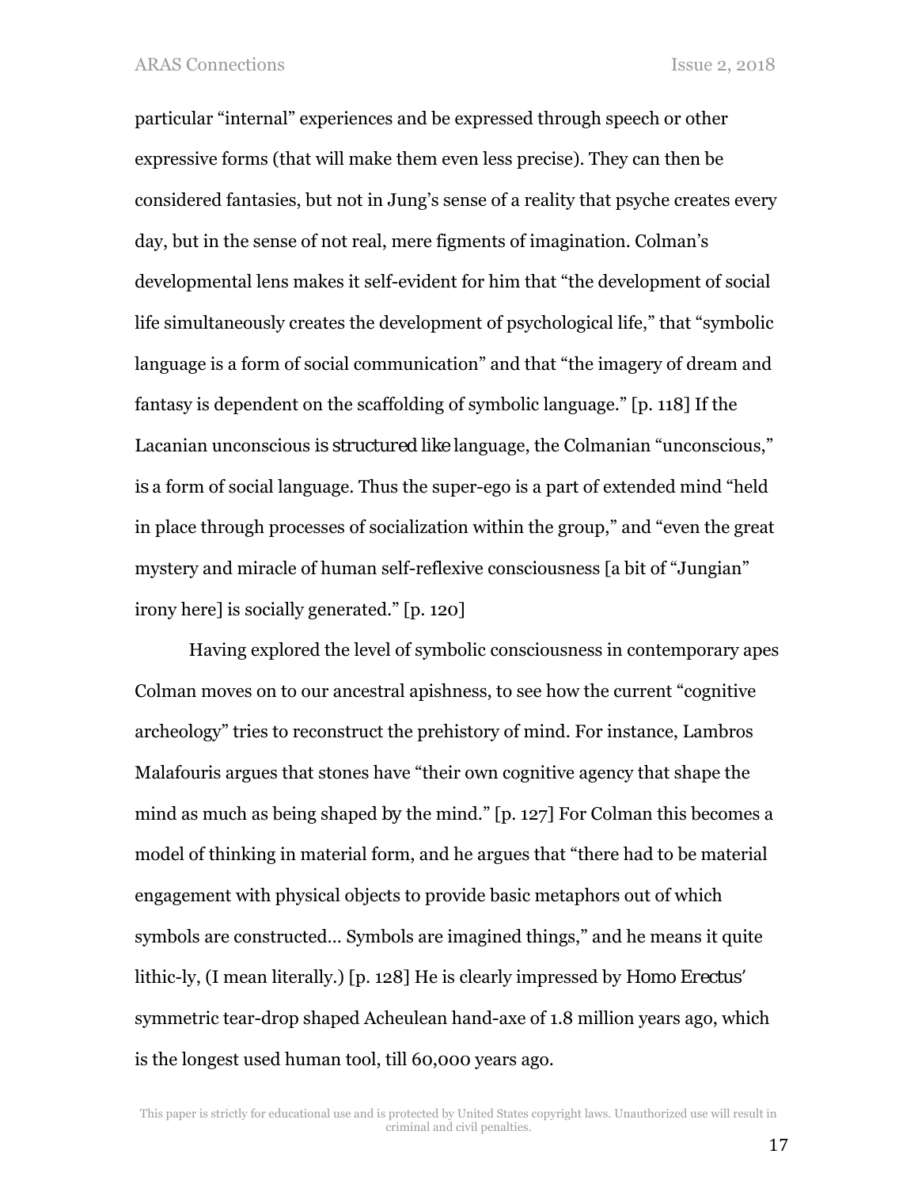particular “internal” experiences and be expressed through speech or other expressive forms (that will make them even less precise). They can then be considered fantasies, but not in Jung’s sense of a reality that psyche creates every day, but in the sense of not real, mere figments of imagination. Colman’s developmental lens makes it self-evident for him that “the development of social life simultaneously creates the development of psychological life,” that “symbolic language is a form of social communication” and that “the imagery of dream and fantasy is dependent on the scaffolding of symbolic language.” [p. 118] If the Lacanian unconscious is *structured like* language, the Colmanian “unconscious,” is a form of social language. Thus the super-ego is a part of extended mind “held in place through processes of socialization within the group,” and “even the great mystery and miracle of human self-reflexive consciousness [a bit of “Jungian” irony here] is socially generated.” [p. 120]

Having explored the level of symbolic consciousness in contemporary apes Colman moves on to our ancestral apishness, to see how the current “cognitive archeology” tries to reconstruct the prehistory of mind. For instance, Lambros Malafouris argues that stones have “their own cognitive agency that shape the mind as much as being shaped by the mind.” [p. 127] For Colman this becomes a model of thinking in material form, and he argues that “there had to be material engagement with physical objects to provide basic metaphors out of which symbols are constructed… Symbols are imagined things,” and he means it quite lithic-ly, (I mean literally.) [p. 128] He is clearly impressed by *Homo Erectus*’ symmetric tear-drop shaped Acheulean hand-axe of 1.8 million years ago, which is the longest used human tool, till 60,000 years ago.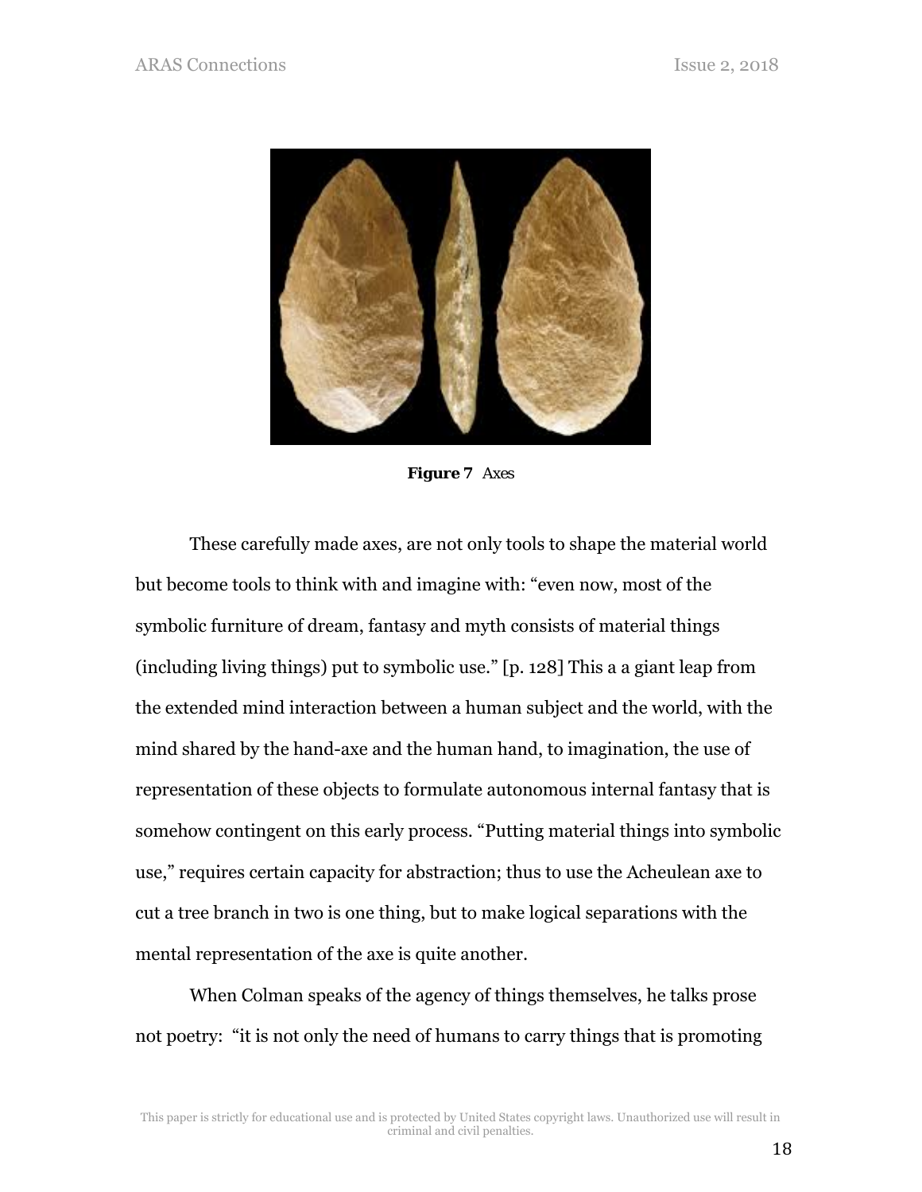**Figure 7** Axes

These carefully made axes, are not only tools to shape the material world but become tools to think with and imagine with: "even now, most of the symbolic furniture of dream, fantasy and myth consists of material things (including living things) put to symbolic use." [p. 128] This a a giant leap from the extended mind interaction between a human subject and the world, with the mind shared by the hand-axe and the human hand, to imagination, the use of representation of these objects to formulate autonomous internal fantasy that is somehow contingent on this early process. "Putting material things into symbolic use," requires certain capacity for abstraction; thus to use the Acheulean axe to cut a tree branch in two is one thing, but to make logical separations with the mental representation of the axe is quite another.

When Colman speaks of the agency of things themselves, he talks prose not poetry: "it is not only the need of humans to carry things that is promoting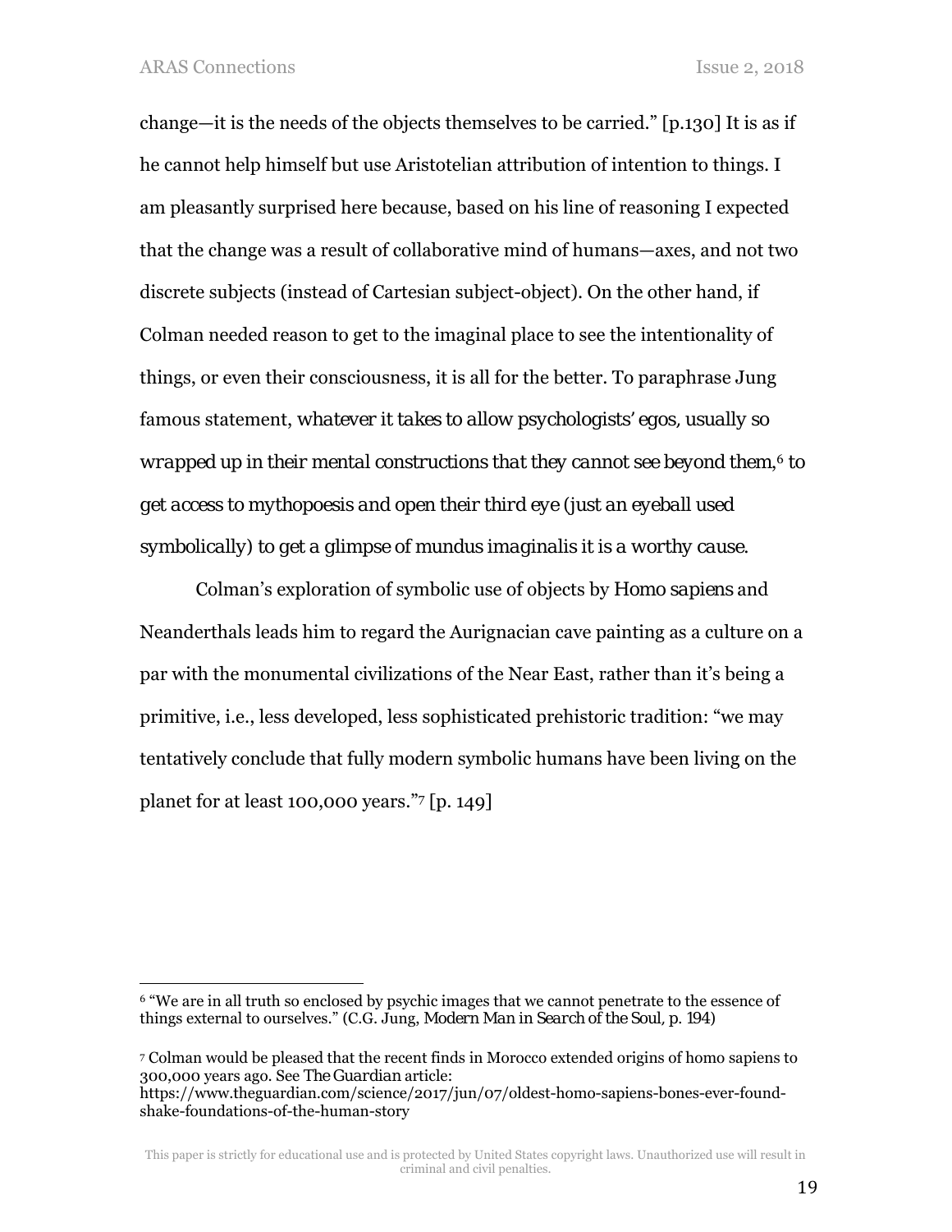change—it is the needs of the objects themselves to be carried." [p.130] It is as if he cannot help himself but use Aristotelian attribution of intention to things. I am pleasantly surprised here because, based on his line of reasoning I expected that the change was a result of collaborative mind of humans—axes, and not two discrete subjects (instead of Cartesian subject-object). On the other hand, if Colman needed reason to get to the imaginal place to see the intentionality of things, or even their consciousness, it is all for the better. To paraphrase Jung famous statement, *whatever it takes to allow psychologists' egos, usually so wrapped up in their mental constructions that they cannot see beyond them,*[6] *to get access to mythopoesis and open their third eye (just an eyeball used symbolically) to get a glimpse of mundus imaginalis it is a worthy cause.*

Colman's exploration of symbolic use of objects by *Homo sapiens* and Neanderthals leads him to regard the Aurignacian cave painting as a culture on a par with the monumental civilizations of the Near East, rather than it's being a primitive, i.e., less developed, less sophisticated prehistoric tradition: "we may tentatively conclude that fully modern symbolic humans have been living on the planet for at least 100,000 years."[7] [p. 149]

---

[6] "We are in all truth so enclosed by psychic images that we cannot penetrate to the essence of things external to ourselves." (C.G. Jung, *Modern Man in Search of the Soul*, p. 194)

[7] Colman would be pleased that the recent finds in Morocco extended origins of homo sapiens to 300,000 years ago. See *The Guardian* article: https://www.theguardian.com/science/2017/jun/07/oldest-homo-sapiens-bones-ever-found-shake-foundations-of-the-human-story

This paper is strictly for educational use and is protected by United States copyright laws. Unauthorized use will result in criminal and civil penalties.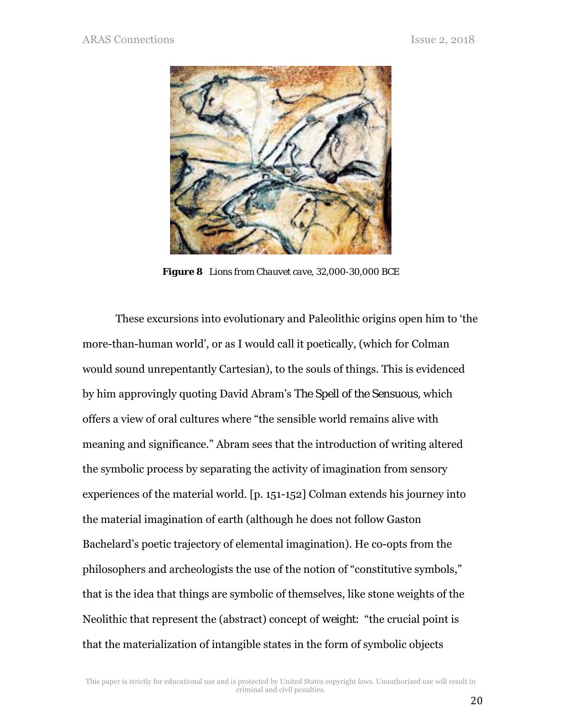**Figure 8** Lions from Chauvet cave, 32,000-30,000 BCE

These excursions into evolutionary and Paleolithic origins open him to 'the more-than-human world', or as I would call it poetically, (which for Colman would sound unrepentantly Cartesian), to the souls of things. This is evidenced by him approvingly quoting David Abram's *The Spell of the Sensuous*, which offers a view of oral cultures where "the sensible world remains alive with meaning and significance." Abram sees that the introduction of writing altered the symbolic process by separating the activity of imagination from sensory experiences of the material world. [p. 151-152] Colman extends his journey into the material imagination of earth (although he does not follow Gaston Bachelard's poetic trajectory of elemental imagination). He co-opts from the philosophers and archeologists the use of the notion of "constitutive symbols," that is the idea that things are symbolic of themselves, like stone weights of the Neolithic that represent the (abstract) concept of *weight*: "the crucial point is that the materialization of intangible states in the form of symbolic objects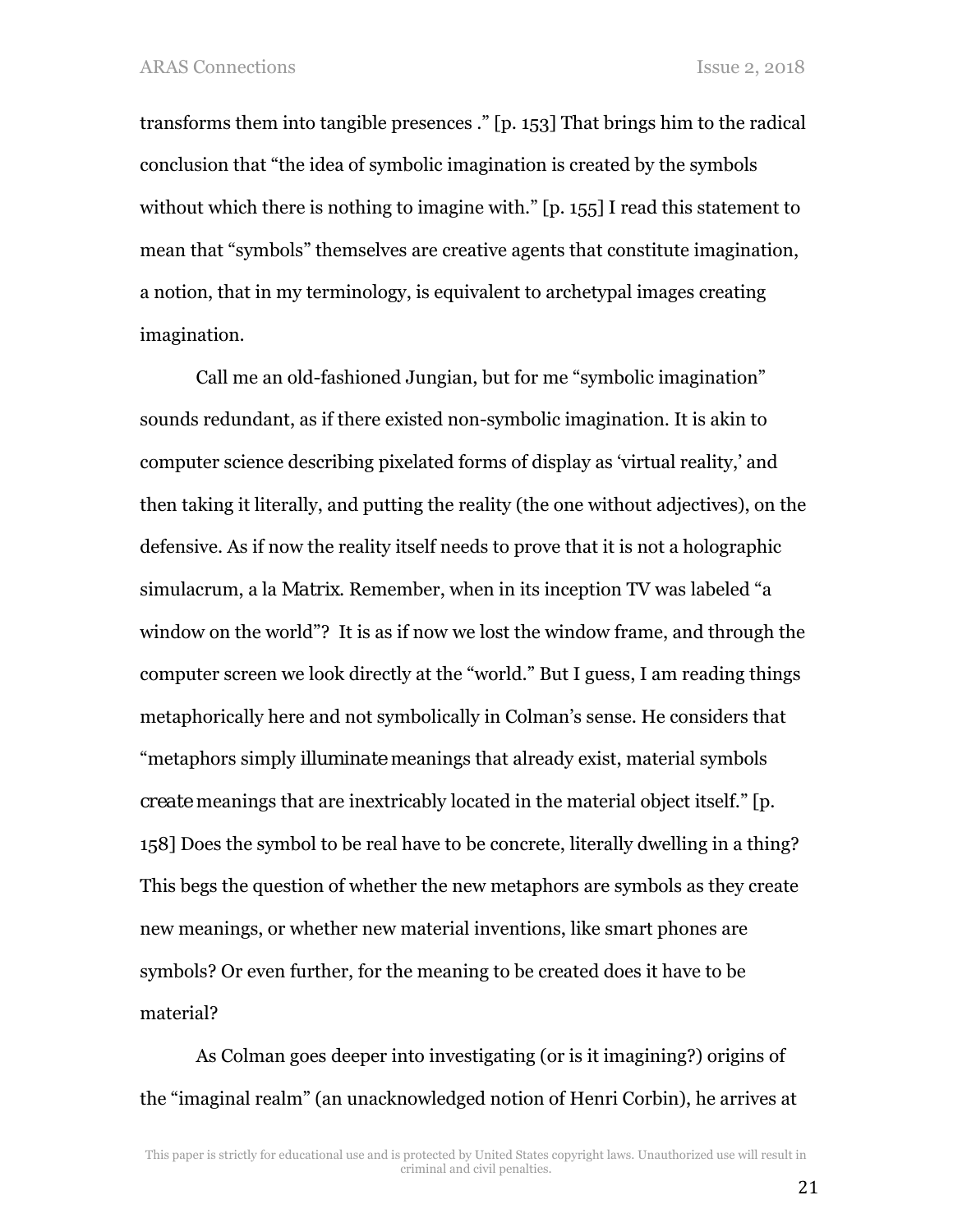transforms them into tangible presences .” [p. 153] That brings him to the radical conclusion that “the idea of symbolic imagination is created by the symbols without which there is nothing to imagine with.” [p. 155] I read this statement to mean that “symbols” themselves are creative agents that constitute imagination, a notion, that in my terminology, is equivalent to archetypal images creating imagination.

Call me an old-fashioned Jungian, but for me “symbolic imagination” sounds redundant, as if there existed non-symbolic imagination. It is akin to computer science describing pixelated forms of display as ‘virtual reality,’ and then taking it literally, and putting the reality (the one without adjectives), on the defensive. As if now the reality itself needs to prove that it is not a holographic simulacrum, a la *Matrix*. Remember, when in its inception TV was labeled “a window on the world”? It is as if now we lost the window frame, and through the computer screen we look directly at the “world.” But I guess, I am reading things metaphorically here and not symbolically in Colman’s sense. He considers that “metaphors simply *illuminate* meanings that already exist, material symbols *create* meanings that are inextricably located in the material object itself.” [p. 158] Does the symbol to be real have to be concrete, literally dwelling in a thing? This begs the question of whether the new metaphors are symbols as they create new meanings, or whether new material inventions, like smart phones are symbols? Or even further, for the meaning to be created does it have to be material?

As Colman goes deeper into investigating (or is it imagining?) origins of the “imaginal realm” (an unacknowledged notion of Henri Corbin), he arrives at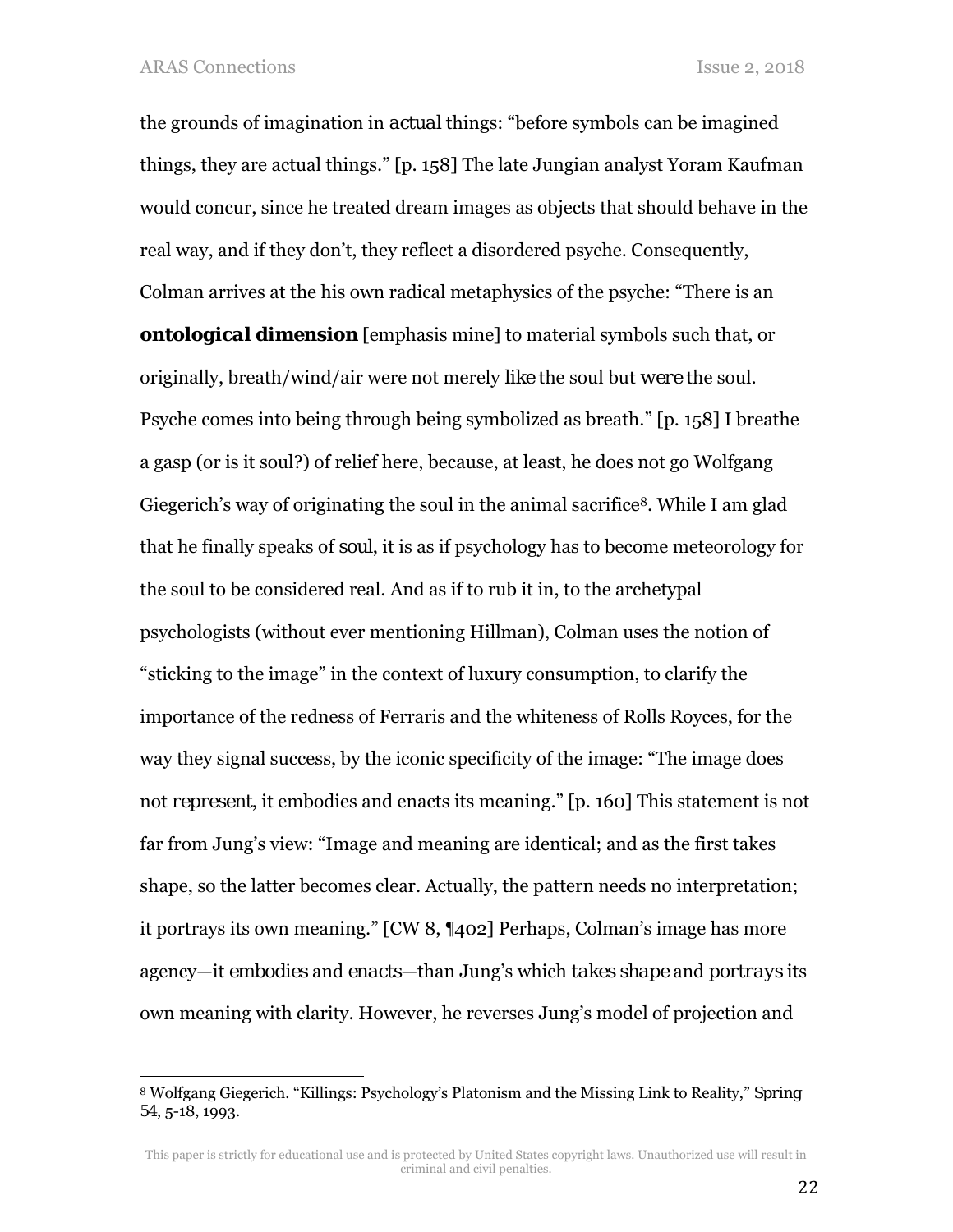the grounds of imagination in *actual* things: “before symbols can be imagined things, they are actual things.” [p. 158] The late Jungian analyst Yoram Kaufman would concur, since he treated dream images as objects that should behave in the real way, and if they don’t, they reflect a disordered psyche. Consequently, Colman arrives at the his own radical metaphysics of the psyche: “There is an ***ontological dimension*** [emphasis mine] to material symbols such that, or originally, breath/wind/air were not merely *like* the soul but *were* the soul. Psyche comes into being through being symbolized as breath.” [p. 158] I breathe a gasp (or is it soul?) of relief here, because, at least, he does not go Wolfgang Giegerich’s way of originating the soul in the animal sacrifice[8]. While I am glad that he finally speaks of *soul*, it is as if psychology has to become meteorology for the soul to be considered real. And as if to rub it in, to the archetypal psychologists (without ever mentioning Hillman), Colman uses the notion of “sticking to the image” in the context of luxury consumption, to clarify the importance of the redness of Ferraris and the whiteness of Rolls Royces, for the way they signal success, by the iconic specificity of the image: “The image does not *represent*, it embodies and enacts its meaning.” [p. 160] This statement is not far from Jung’s view: “Image and meaning are identical; and as the first takes shape, so the latter becomes clear. Actually, the pattern needs no interpretation; it portrays its own meaning.” [CW 8, ¶402] Perhaps, Colman’s image has more agency—it *embodies* and *enacts*—than Jung’s which *takes shape* and *portrays* its own meaning with clarity. However, he reverses Jung’s model of projection and

---

[8] Wolfgang Giegerich. “Killings: Psychology’s Platonism and the Missing Link to Reality,” *Spring* 54, 5-18, 1993.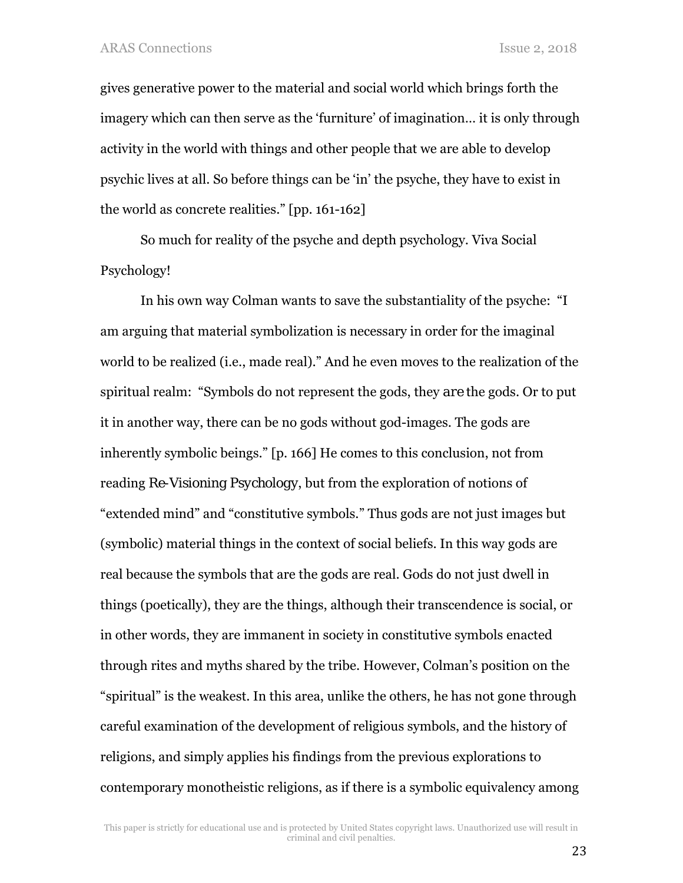gives generative power to the material and social world which brings forth the imagery which can then serve as the 'furniture' of imagination… it is only through activity in the world with things and other people that we are able to develop psychic lives at all. So before things can be 'in' the psyche, they have to exist in the world as concrete realities." [pp. 161-162]

So much for reality of the psyche and depth psychology. Viva Social Psychology!

In his own way Colman wants to save the substantiality of the psyche: "I am arguing that material symbolization is necessary in order for the imaginal world to be realized (i.e., made real)." And he even moves to the realization of the spiritual realm: "Symbols do not represent the gods, they *are* the gods. Or to put it in another way, there can be no gods without god-images. The gods are inherently symbolic beings." [p. 166] He comes to this conclusion, not from reading *Re-Visioning Psychology*, but from the exploration of notions of "extended mind" and "constitutive symbols." Thus gods are not just images but (symbolic) material things in the context of social beliefs. In this way gods are real because the symbols that are the gods are real. Gods do not just dwell in things (poetically), they are the things, although their transcendence is social, or in other words, they are immanent in society in constitutive symbols enacted through rites and myths shared by the tribe. However, Colman's position on the "spiritual" is the weakest. In this area, unlike the others, he has not gone through careful examination of the development of religious symbols, and the history of religions, and simply applies his findings from the previous explorations to contemporary monotheistic religions, as if there is a symbolic equivalency among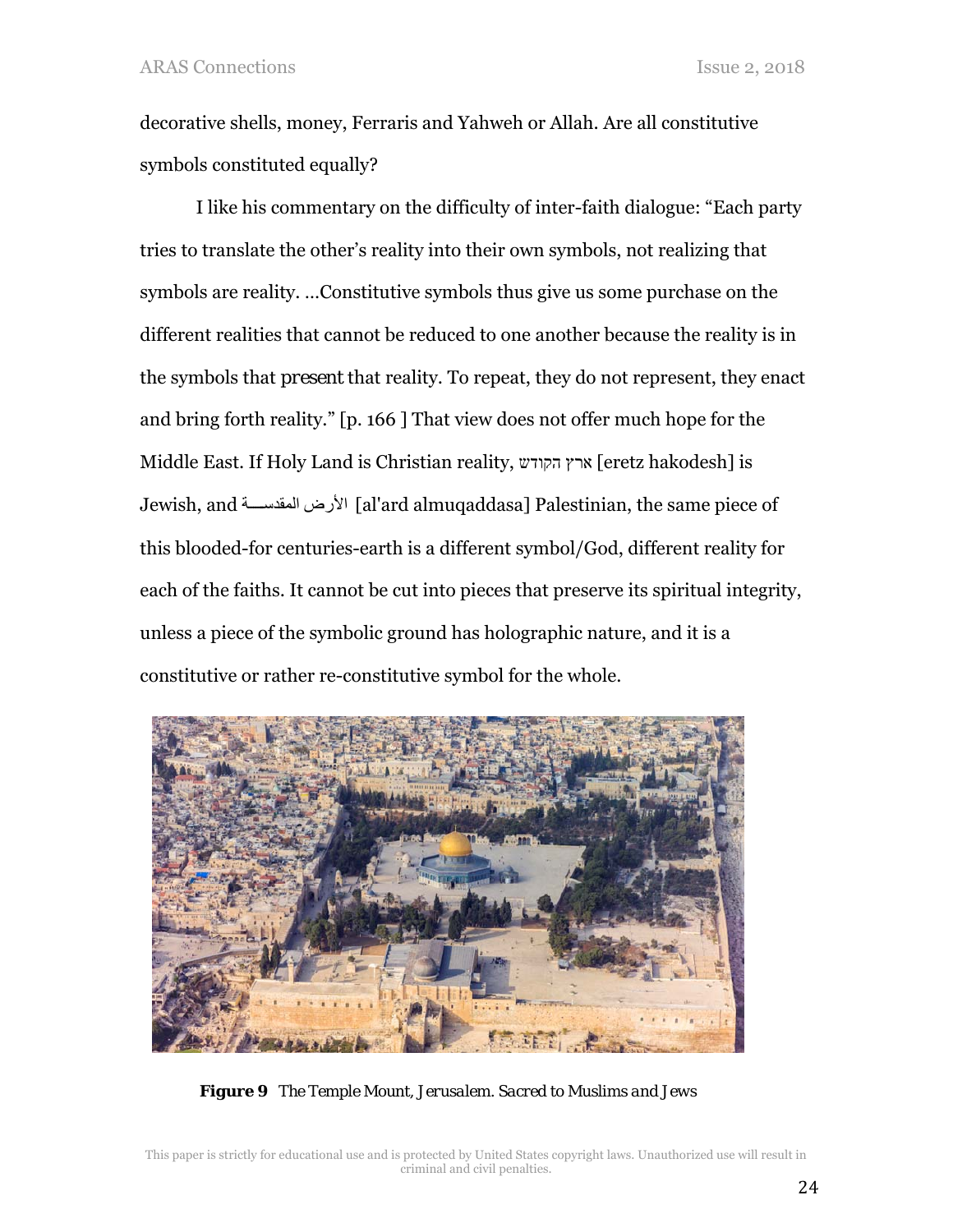decorative shells, money, Ferraris and Yahweh or Allah. Are all constitutive symbols constituted equally?

I like his commentary on the difficulty of inter-faith dialogue: “Each party tries to translate the other’s reality into their own symbols, not realizing that symbols are reality. ...Constitutive symbols thus give us some purchase on the different realities that cannot be reduced to one another because the reality is in the symbols that *present* that reality. To repeat, they do not represent, they enact and bring forth reality.” [p. 166 ] That view does not offer much hope for the Middle East. If Holy Land is Christian reality, ארץ הקודש [eretz hakodesh] is Jewish, and الأرض المقدسة [al'ard almuqaddasa] Palestinian, the same piece of this blooded-for centuries-earth is a different symbol/God, different reality for each of the faiths. It cannot be cut into pieces that preserve its spiritual integrity, unless a piece of the symbolic ground has holographic nature, and it is a constitutive or rather re-constitutive symbol for the whole.

**Figure 9** *The Temple Mount, Jerusalem. Sacred to Muslims and Jews*

This paper is strictly for educational use and is protected by United States copyright laws. Unauthorized use will result in criminal and civil penalties.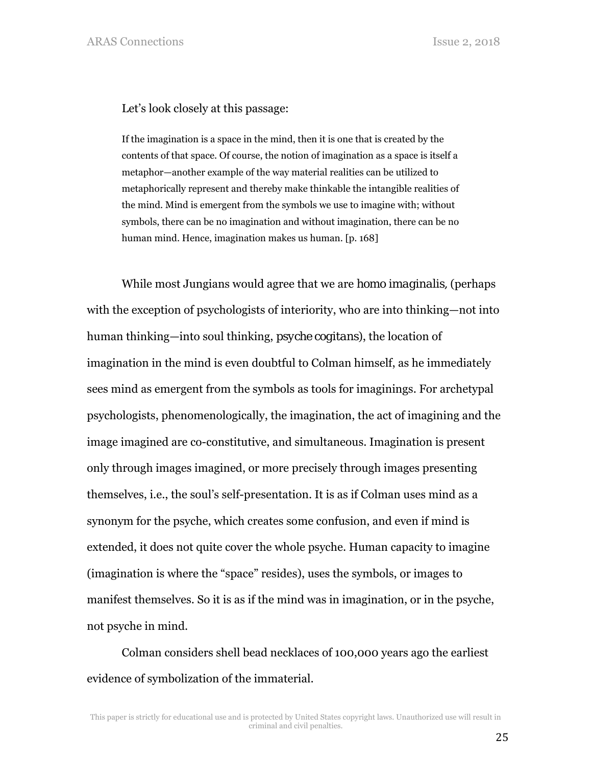Let's look closely at this passage:

> If the imagination is a space in the mind, then it is one that is created by the contents of that space. Of course, the notion of imagination as a space is itself a metaphor—another example of the way material realities can be utilized to metaphorically represent and thereby make thinkable the intangible realities of the mind. Mind is emergent from the symbols we use to imagine with; without symbols, there can be no imagination and without imagination, there can be no human mind. Hence, imagination makes us human. [p. 168]

While most Jungians would agree that we are *homo imaginalis*, (perhaps with the exception of psychologists of interiority, who are into thinking—not into human thinking—into soul thinking, *psyche cogitans*), the location of imagination in the mind is even doubtful to Colman himself, as he immediately sees mind as emergent from the symbols as tools for imaginings. For archetypal psychologists, phenomenologically, the imagination, the act of imagining and the image imagined are co-constitutive, and simultaneous. Imagination is present only through images imagined, or more precisely through images presenting themselves, i.e., the soul's self-presentation. It is as if Colman uses mind as a synonym for the psyche, which creates some confusion, and even if mind is extended, it does not quite cover the whole psyche. Human capacity to imagine (imagination is where the "space" resides), uses the symbols, or images to manifest themselves. So it is as if the mind was in imagination, or in the psyche, not psyche in mind.

Colman considers shell bead necklaces of 100,000 years ago the earliest evidence of symbolization of the immaterial.

This paper is strictly for educational use and is protected by United States copyright laws. Unauthorized use will result in criminal and civil penalties.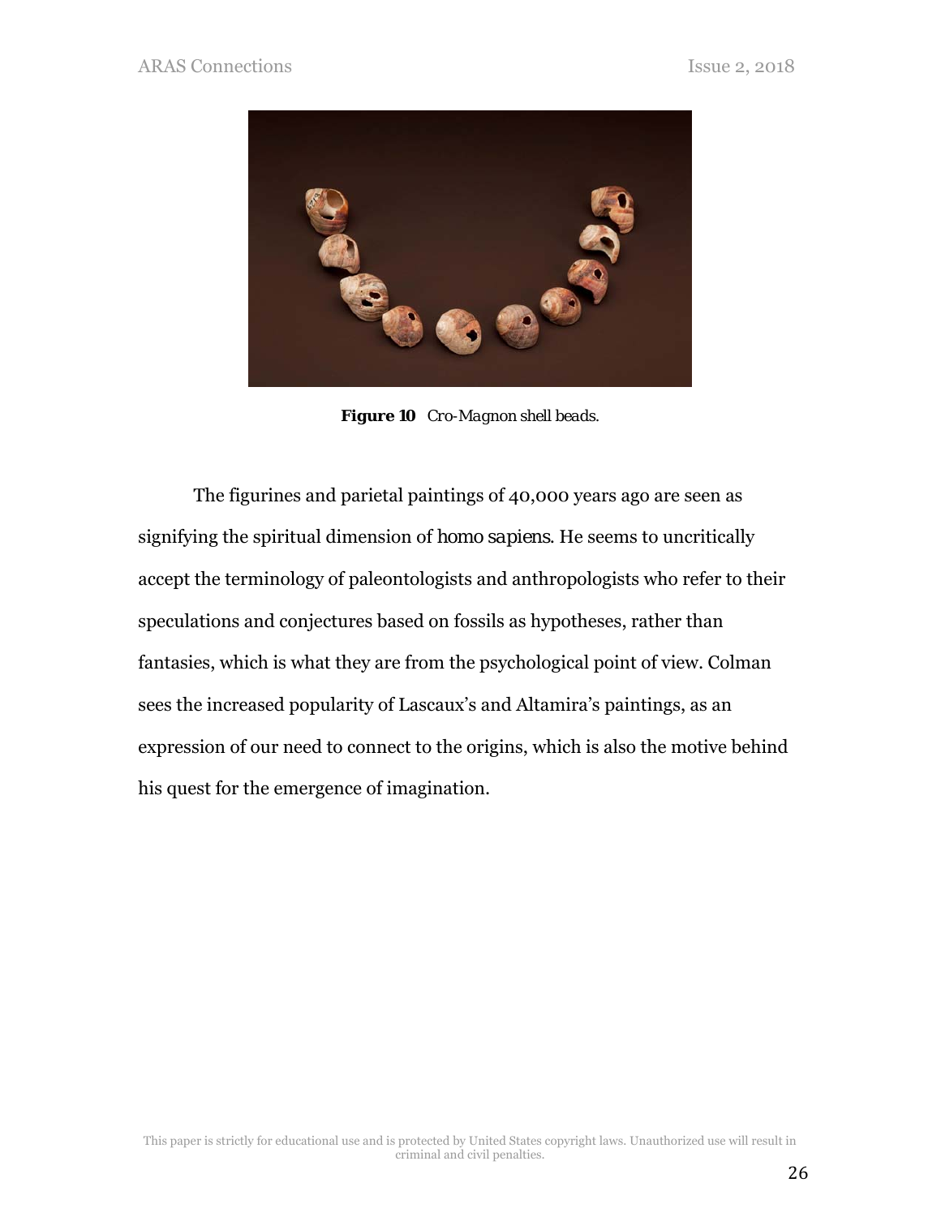**Figure 10** *Cro-Magnon shell beads.*

The figurines and parietal paintings of 40,000 years ago are seen as signifying the spiritual dimension of *homo sapiens*. He seems to uncritically accept the terminology of paleontologists and anthropologists who refer to their speculations and conjectures based on fossils as hypotheses, rather than fantasies, which is what they are from the psychological point of view. Colman sees the increased popularity of Lascaux's and Altamira's paintings, as an expression of our need to connect to the origins, which is also the motive behind his quest for the emergence of imagination.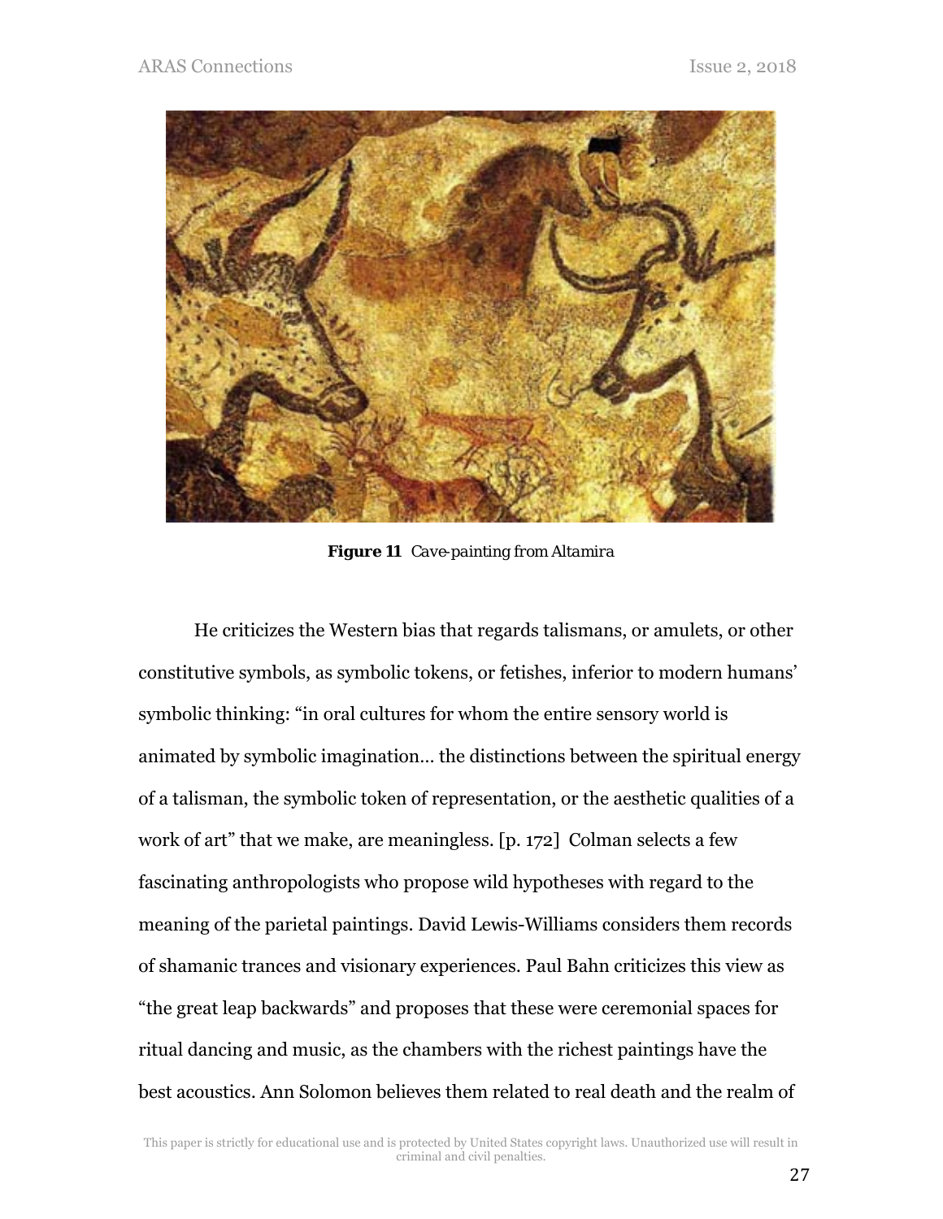**Figure 11** *Cave-painting from Altamira*

He criticizes the Western bias that regards talismans, or amulets, or other constitutive symbols, as symbolic tokens, or fetishes, inferior to modern humans' symbolic thinking: "in oral cultures for whom the entire sensory world is animated by symbolic imagination… the distinctions between the spiritual energy of a talisman, the symbolic token of representation, or the aesthetic qualities of a work of art" that we make, are meaningless. [p. 172] Colman selects a few fascinating anthropologists who propose wild hypotheses with regard to the meaning of the parietal paintings. David Lewis-Williams considers them records of shamanic trances and visionary experiences. Paul Bahn criticizes this view as "the great leap backwards" and proposes that these were ceremonial spaces for ritual dancing and music, as the chambers with the richest paintings have the best acoustics. Ann Solomon believes them related to real death and the realm of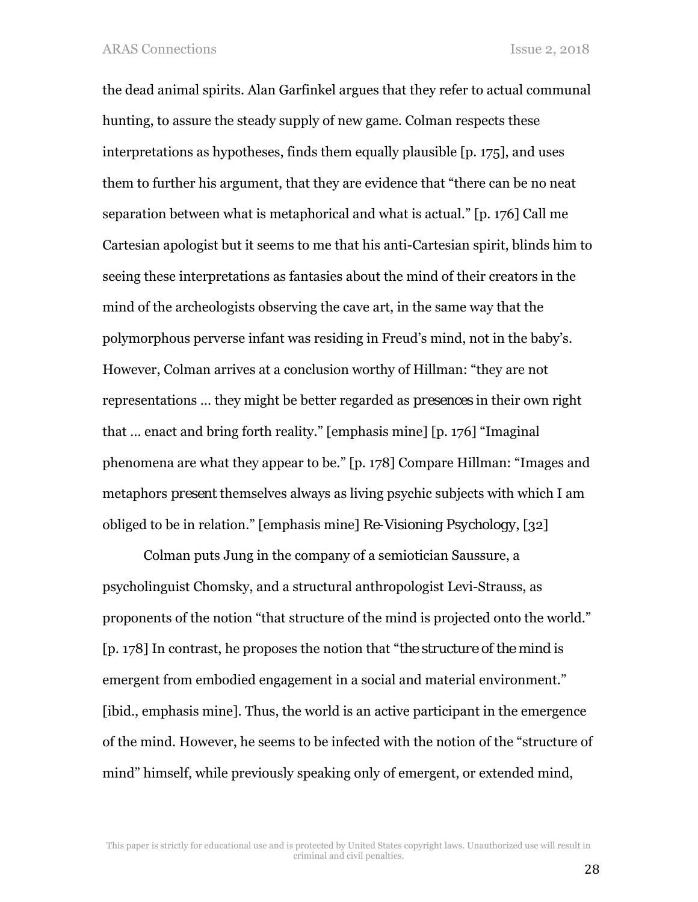the dead animal spirits. Alan Garfinkel argues that they refer to actual communal hunting, to assure the steady supply of new game. Colman respects these interpretations as hypotheses, finds them equally plausible [p. 175], and uses them to further his argument, that they are evidence that "there can be no neat separation between what is metaphorical and what is actual." [p. 176] Call me Cartesian apologist but it seems to me that his anti-Cartesian spirit, blinds him to seeing these interpretations as fantasies about the mind of their creators in the mind of the archeologists observing the cave art, in the same way that the polymorphous perverse infant was residing in Freud's mind, not in the baby's. However, Colman arrives at a conclusion worthy of Hillman: "they are not representations … they might be better regarded as *presences* in their own right that … enact and bring forth reality." [emphasis mine] [p. 176] "Imaginal phenomena are what they appear to be." [p. 178] Compare Hillman: "Images and metaphors *present* themselves always as living psychic subjects with which I am obliged to be in relation." [emphasis mine] *Re-Visioning Psychology*, [32]

Colman puts Jung in the company of a semiotician Saussure, a psycholinguist Chomsky, and a structural anthropologist Levi-Strauss, as proponents of the notion "that structure of the mind is projected onto the world." [p. 178] In contrast, he proposes the notion that "*the structure of the mind* is emergent from embodied engagement in a social and material environment." [ibid., emphasis mine]. Thus, the world is an active participant in the emergence of the mind. However, he seems to be infected with the notion of the "structure of mind" himself, while previously speaking only of emergent, or extended mind,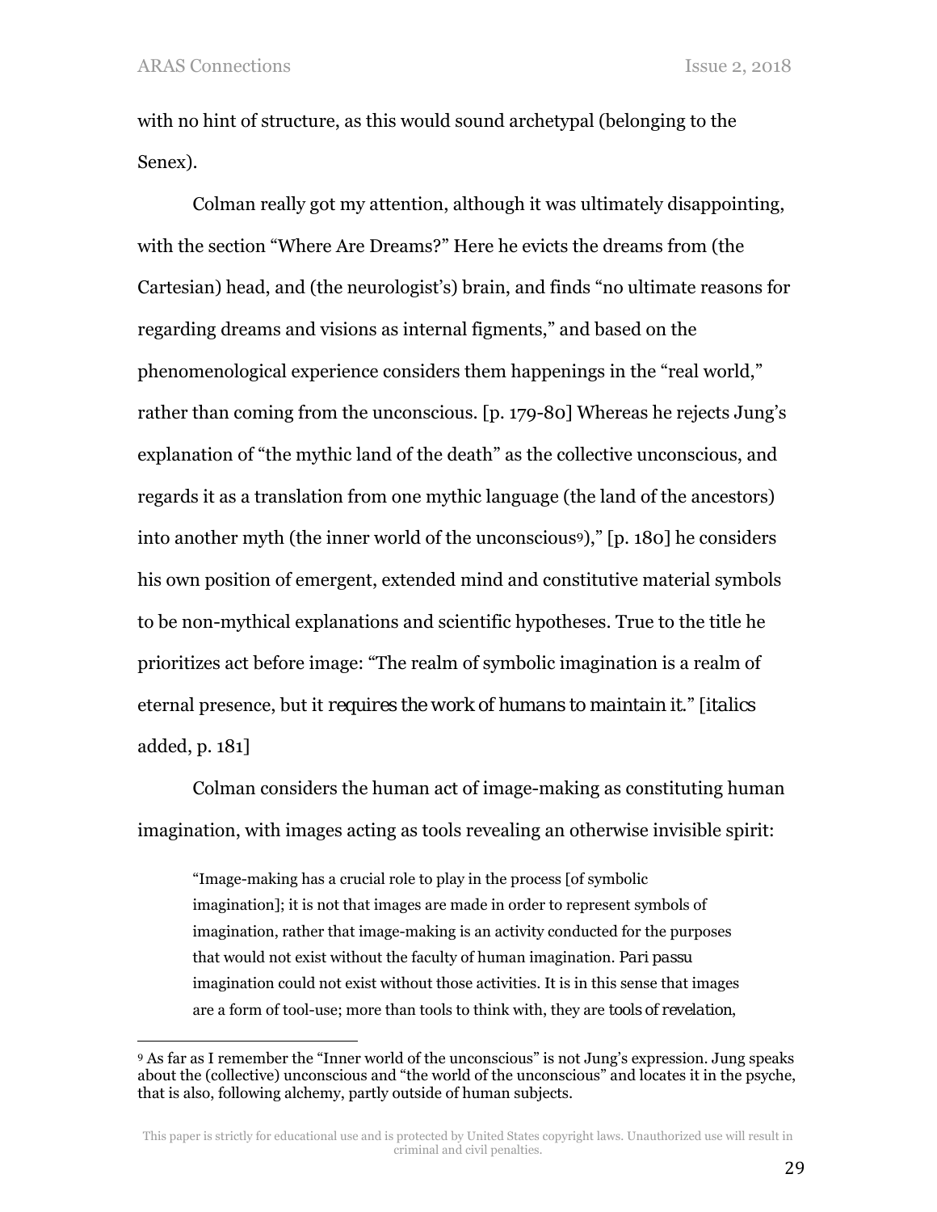with no hint of structure, as this would sound archetypal (belonging to the Senex).

Colman really got my attention, although it was ultimately disappointing, with the section "Where Are Dreams?" Here he evicts the dreams from (the Cartesian) head, and (the neurologist's) brain, and finds "no ultimate reasons for regarding dreams and visions as internal figments," and based on the phenomenological experience considers them happenings in the "real world," rather than coming from the unconscious. [p. 179-80] Whereas he rejects Jung's explanation of "the mythic land of the death" as the collective unconscious, and regards it as a translation from one mythic language (the land of the ancestors) into another myth (the inner world of the unconscious[9])," [p. 180] he considers his own position of emergent, extended mind and constitutive material symbols to be non-mythical explanations and scientific hypotheses. True to the title he prioritizes act before image: "The realm of symbolic imagination is a realm of eternal presence, but it *requires the work of humans to maintain it.*" [italics added, p. 181]

Colman considers the human act of image-making as constituting human imagination, with images acting as tools revealing an otherwise invisible spirit:

> "Image-making has a crucial role to play in the process [of symbolic imagination]; it is not that images are made in order to represent symbols of imagination, rather that image-making is an activity conducted for the purposes that would not exist without the faculty of human imagination. *Pari passu* imagination could not exist without those activities. It is in this sense that images are a form of tool-use; more than tools to think with, they are *tools of revelation*,

[9] As far as I remember the "Inner world of the unconscious" is not Jung's expression. Jung speaks about the (collective) unconscious and "the world of the unconscious" and locates it in the psyche, that is also, following alchemy, partly outside of human subjects.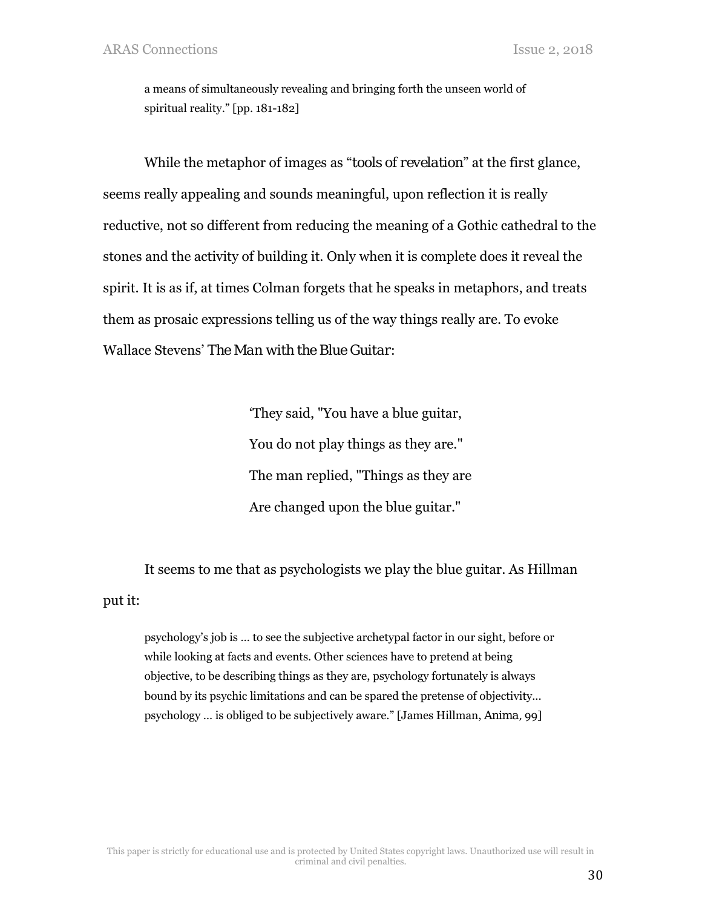> a means of simultaneously revealing and bringing forth the unseen world of spiritual reality." [pp. 181-182]

While the metaphor of images as "*tools of revelation*" at the first glance, seems really appealing and sounds meaningful, upon reflection it is really reductive, not so different from reducing the meaning of a Gothic cathedral to the stones and the activity of building it. Only when it is complete does it reveal the spirit. It is as if, at times Colman forgets that he speaks in metaphors, and treats them as prosaic expressions telling us of the way things really are. To evoke Wallace Stevens' *The Man with the Blue Guitar*:

> 'They said, "You have a blue guitar,
> You do not play things as they are."
> The man replied, "Things as they are
> Are changed upon the blue guitar."

It seems to me that as psychologists we play the blue guitar. As Hillman put it:

> psychology's job is … to see the subjective archetypal factor in our sight, before or while looking at facts and events. Other sciences have to pretend at being objective, to be describing things as they are, psychology fortunately is always bound by its psychic limitations and can be spared the pretense of objectivity… psychology … is obliged to be subjectively aware." [James Hillman, *Anima*, 99]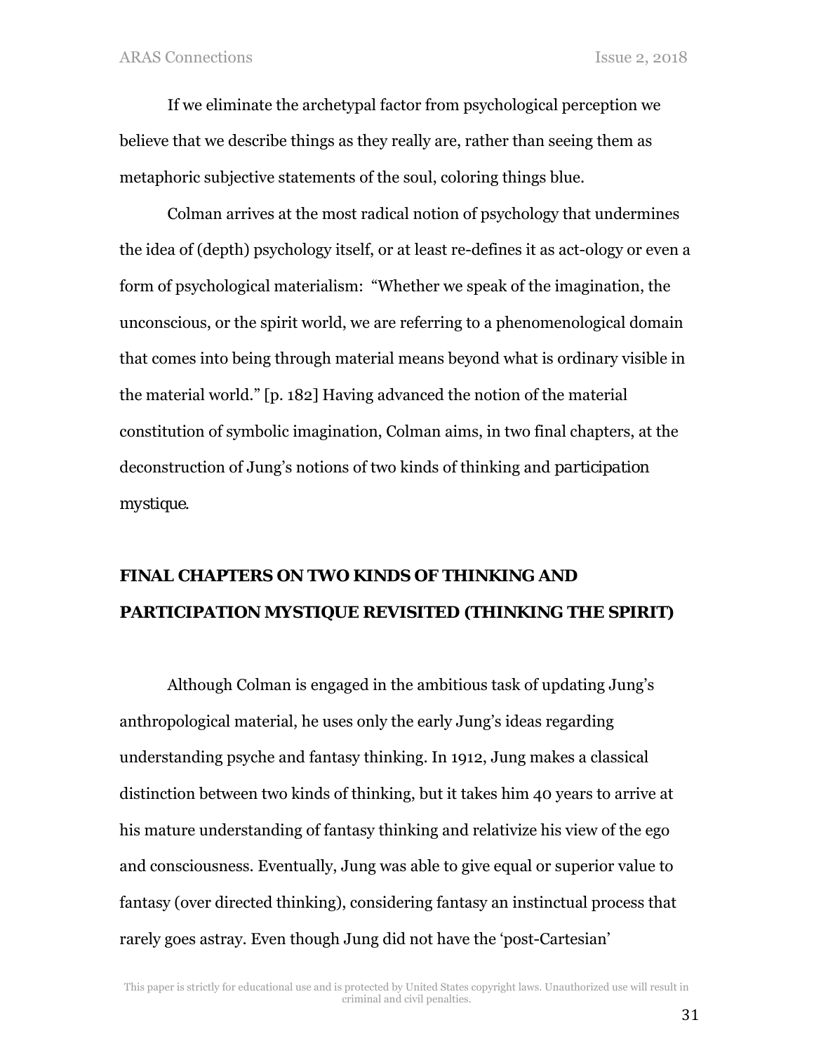If we eliminate the archetypal factor from psychological perception we believe that we describe things as they really are, rather than seeing them as metaphoric subjective statements of the soul, coloring things blue.

Colman arrives at the most radical notion of psychology that undermines the idea of (depth) psychology itself, or at least re-defines it as act-ology or even a form of psychological materialism: "Whether we speak of the imagination, the unconscious, or the spirit world, we are referring to a phenomenological domain that comes into being through material means beyond what is ordinary visible in the material world." [p. 182] Having advanced the notion of the material constitution of symbolic imagination, Colman aims, in two final chapters, at the deconstruction of Jung's notions of two kinds of thinking and *participation mystique*.

## FINAL CHAPTERS ON TWO KINDS OF THINKING AND PARTICIPATION MYSTIQUE REVISITED (THINKING THE SPIRIT)

Although Colman is engaged in the ambitious task of updating Jung's anthropological material, he uses only the early Jung's ideas regarding understanding psyche and fantasy thinking. In 1912, Jung makes a classical distinction between two kinds of thinking, but it takes him 40 years to arrive at his mature understanding of fantasy thinking and relativize his view of the ego and consciousness. Eventually, Jung was able to give equal or superior value to fantasy (over directed thinking), considering fantasy an instinctual process that rarely goes astray. Even though Jung did not have the 'post-Cartesian'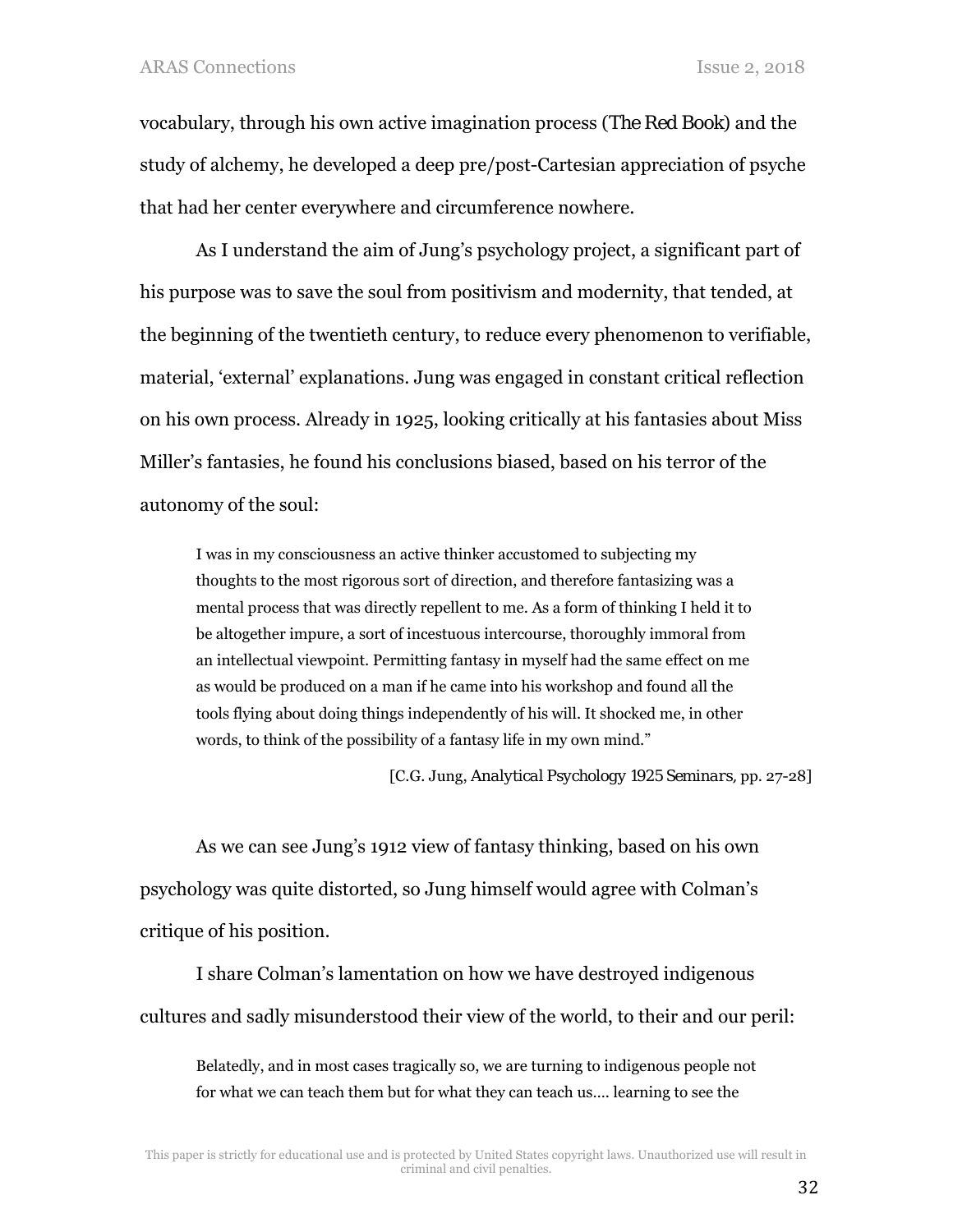vocabulary, through his own active imagination process (*The Red Book*) and the study of alchemy, he developed a deep pre/post-Cartesian appreciation of psyche that had her center everywhere and circumference nowhere.

As I understand the aim of Jung's psychology project, a significant part of his purpose was to save the soul from positivism and modernity, that tended, at the beginning of the twentieth century, to reduce every phenomenon to verifiable, material, 'external' explanations. Jung was engaged in constant critical reflection on his own process. Already in 1925, looking critically at his fantasies about Miss Miller's fantasies, he found his conclusions biased, based on his terror of the autonomy of the soul:

> I was in my consciousness an active thinker accustomed to subjecting my thoughts to the most rigorous sort of direction, and therefore fantasizing was a mental process that was directly repellent to me. As a form of thinking I held it to be altogether impure, a sort of incestuous intercourse, thoroughly immoral from an intellectual viewpoint. Permitting fantasy in myself had the same effect on me as would be produced on a man if he came into his workshop and found all the tools flying about doing things independently of his will. It shocked me, in other words, to think of the possibility of a fantasy life in my own mind."
>
> [C.G. Jung, *Analytical Psychology 1925 Seminars*, pp. 27-28]

As we can see Jung's 1912 view of fantasy thinking, based on his own psychology was quite distorted, so Jung himself would agree with Colman's critique of his position.

I share Colman's lamentation on how we have destroyed indigenous cultures and sadly misunderstood their view of the world, to their and our peril:

> Belatedly, and in most cases tragically so, we are turning to indigenous people not for what we can teach them but for what they can teach us.... learning to see the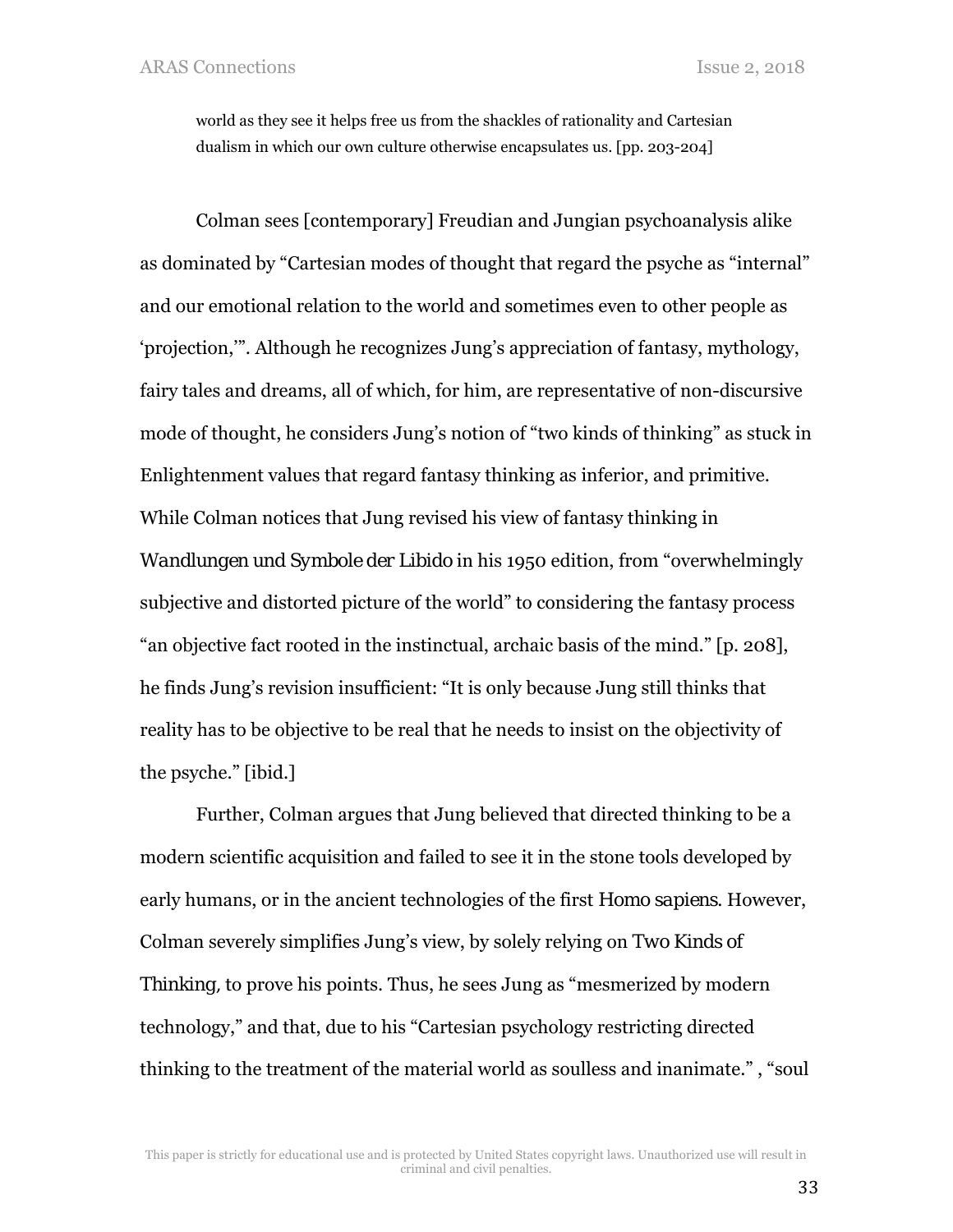> world as they see it helps free us from the shackles of rationality and Cartesian dualism in which our own culture otherwise encapsulates us. [pp. 203-204]

Colman sees [contemporary] Freudian and Jungian psychoanalysis alike as dominated by "Cartesian modes of thought that regard the psyche as "internal" and our emotional relation to the world and sometimes even to other people as 'projection,'". Although he recognizes Jung's appreciation of fantasy, mythology, fairy tales and dreams, all of which, for him, are representative of non-discursive mode of thought, he considers Jung's notion of "two kinds of thinking" as stuck in Enlightenment values that regard fantasy thinking as inferior, and primitive. While Colman notices that Jung revised his view of fantasy thinking in *Wandlungen und Symbole der Libido* in his 1950 edition, from "overwhelmingly subjective and distorted picture of the world" to considering the fantasy process "an objective fact rooted in the instinctual, archaic basis of the mind." [p. 208], he finds Jung's revision insufficient: "It is only because Jung still thinks that reality has to be objective to be real that he needs to insist on the objectivity of the psyche." [ibid.]

Further, Colman argues that Jung believed that directed thinking to be a modern scientific acquisition and failed to see it in the stone tools developed by early humans, or in the ancient technologies of the first *Homo sapiens*. However, Colman severely simplifies Jung's view, by solely relying on *Two Kinds of Thinking*, to prove his points. Thus, he sees Jung as "mesmerized by modern technology," and that, due to his "Cartesian psychology restricting directed thinking to the treatment of the material world as soulless and inanimate." , "soul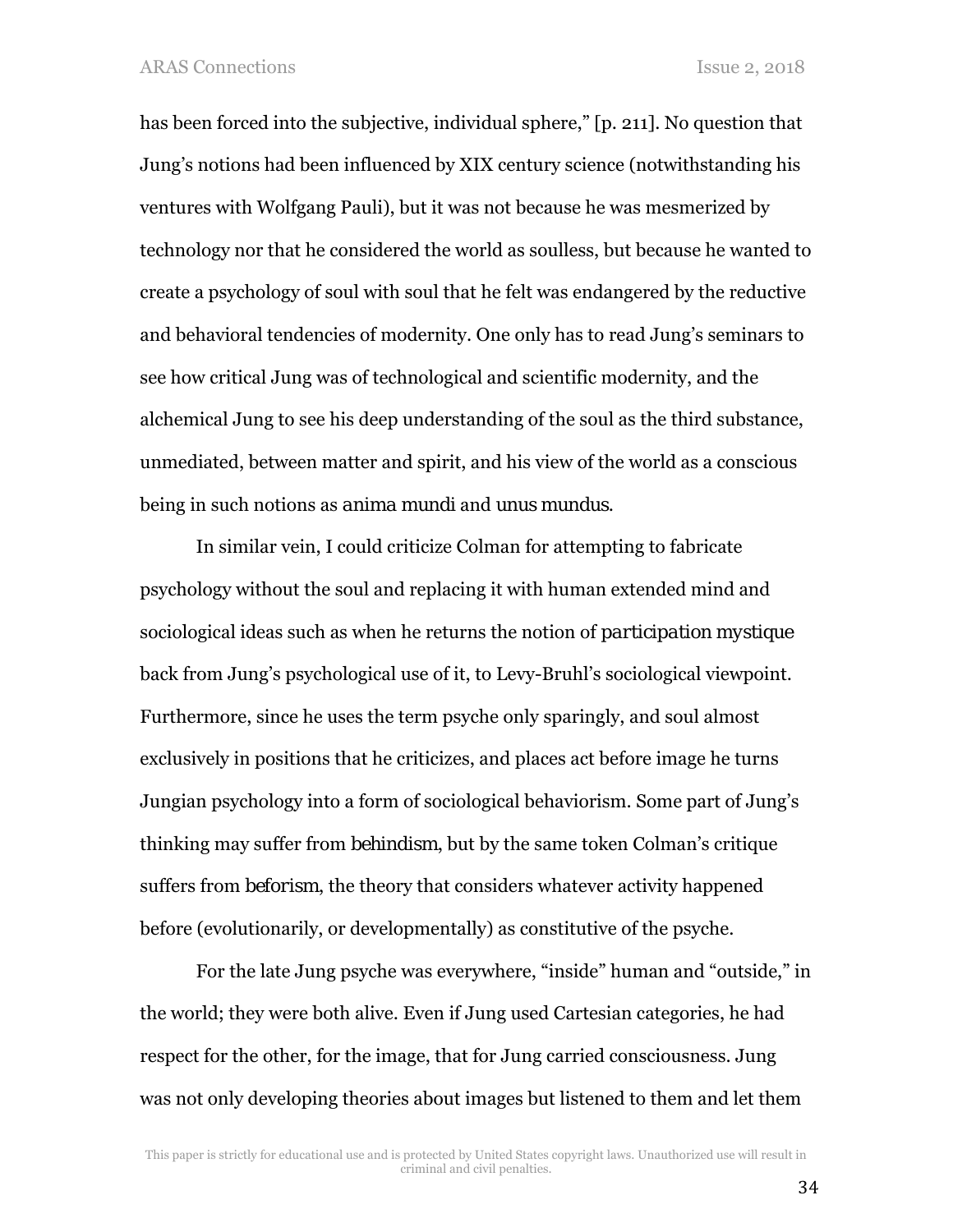has been forced into the subjective, individual sphere," [p. 211]. No question that Jung's notions had been influenced by XIX century science (notwithstanding his ventures with Wolfgang Pauli), but it was not because he was mesmerized by technology nor that he considered the world as soulless, but because he wanted to create a psychology of soul with soul that he felt was endangered by the reductive and behavioral tendencies of modernity. One only has to read Jung's seminars to see how critical Jung was of technological and scientific modernity, and the alchemical Jung to see his deep understanding of the soul as the third substance, unmediated, between matter and spirit, and his view of the world as a conscious being in such notions as *anima mundi* and *unus mundus*.

In similar vein, I could criticize Colman for attempting to fabricate psychology without the soul and replacing it with human extended mind and sociological ideas such as when he returns the notion of *participation mystique* back from Jung's psychological use of it, to Levy-Bruhl's sociological viewpoint. Furthermore, since he uses the term psyche only sparingly, and soul almost exclusively in positions that he criticizes, and places act before image he turns Jungian psychology into a form of sociological behaviorism. Some part of Jung's thinking may suffer from *behindism*, but by the same token Colman's critique suffers from *beforism*, the theory that considers whatever activity happened before (evolutionarily, or developmentally) as constitutive of the psyche.

For the late Jung psyche was everywhere, "inside" human and "outside," in the world; they were both alive. Even if Jung used Cartesian categories, he had respect for the other, for the image, that for Jung carried consciousness. Jung was not only developing theories about images but listened to them and let them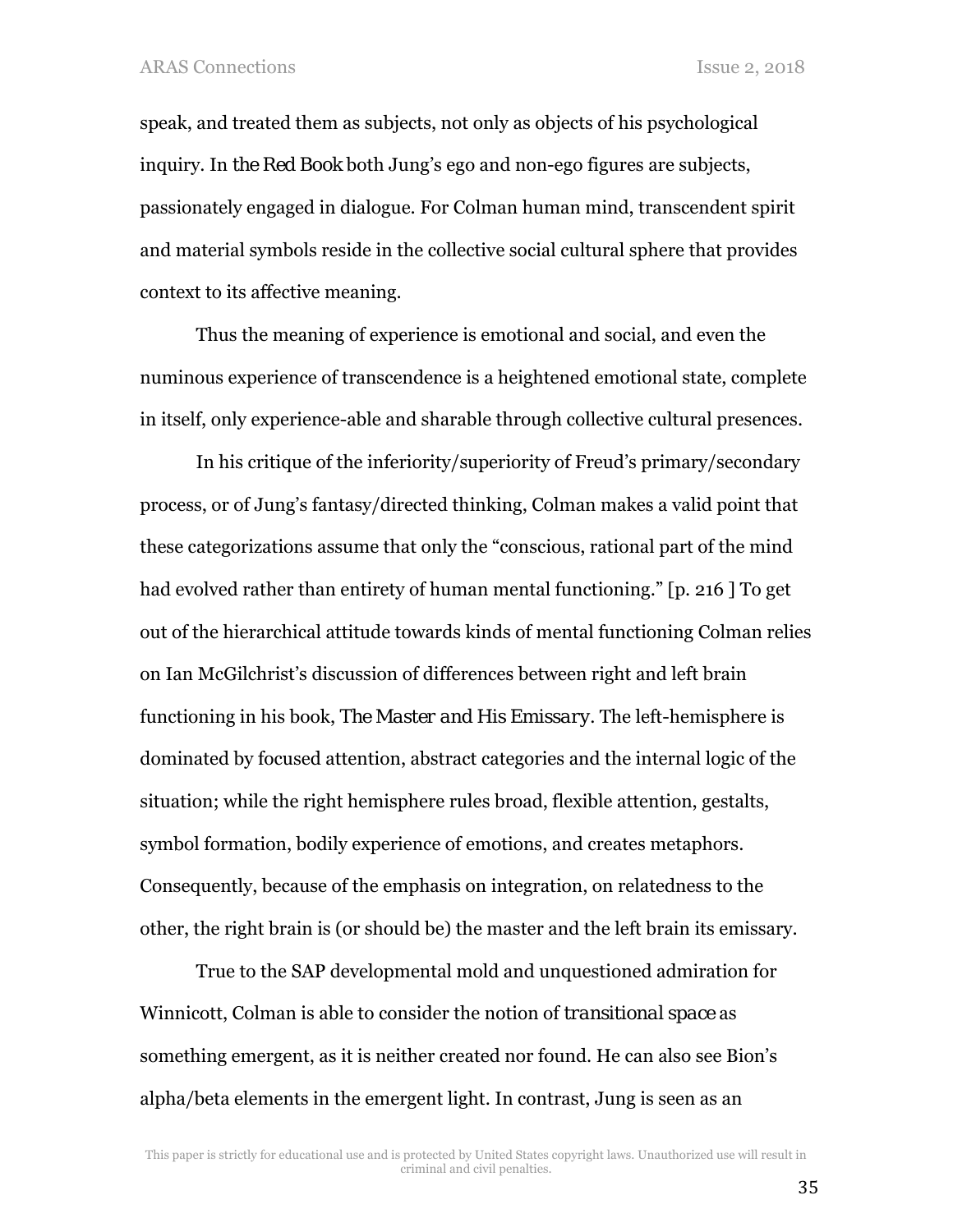speak, and treated them as subjects, not only as objects of his psychological inquiry. In *the Red Book* both Jung's ego and non-ego figures are subjects, passionately engaged in dialogue. For Colman human mind, transcendent spirit and material symbols reside in the collective social cultural sphere that provides context to its affective meaning.

Thus the meaning of experience is emotional and social, and even the numinous experience of transcendence is a heightened emotional state, complete in itself, only experience-able and sharable through collective cultural presences.

In his critique of the inferiority/superiority of Freud's primary/secondary process, or of Jung's fantasy/directed thinking, Colman makes a valid point that these categorizations assume that only the "conscious, rational part of the mind had evolved rather than entirety of human mental functioning." [p. 216 ] To get out of the hierarchical attitude towards kinds of mental functioning Colman relies on Ian McGilchrist's discussion of differences between right and left brain functioning in his book, *The Master and His Emissary*. The left-hemisphere is dominated by focused attention, abstract categories and the internal logic of the situation; while the right hemisphere rules broad, flexible attention, gestalts, symbol formation, bodily experience of emotions, and creates metaphors. Consequently, because of the emphasis on integration, on relatedness to the other, the right brain is (or should be) the master and the left brain its emissary.

True to the SAP developmental mold and unquestioned admiration for Winnicott, Colman is able to consider the notion of *transitional space* as something emergent, as it is neither created nor found. He can also see Bion's alpha/beta elements in the emergent light. In contrast, Jung is seen as an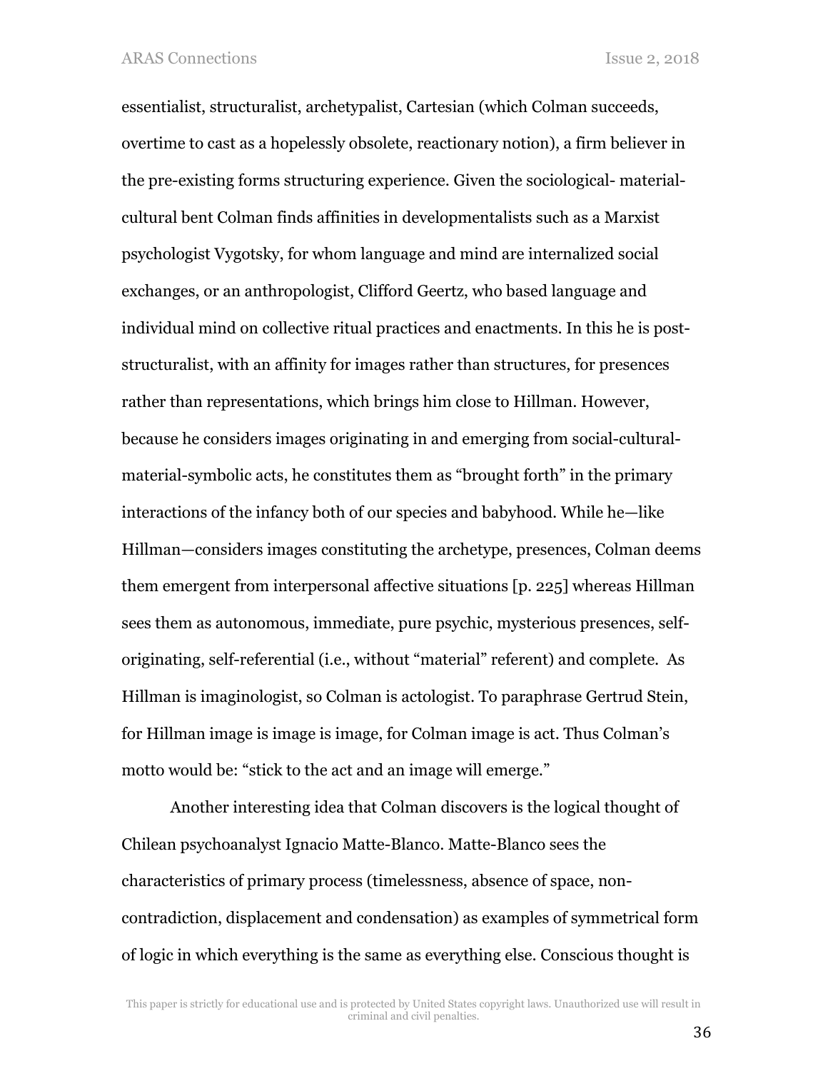essentialist, structuralist, archetypalist, Cartesian (which Colman succeeds, overtime to cast as a hopelessly obsolete, reactionary notion), a firm believer in the pre-existing forms structuring experience. Given the sociological- material-cultural bent Colman finds affinities in developmentalists such as a Marxist psychologist Vygotsky, for whom language and mind are internalized social exchanges, or an anthropologist, Clifford Geertz, who based language and individual mind on collective ritual practices and enactments. In this he is post-structuralist, with an affinity for images rather than structures, for presences rather than representations, which brings him close to Hillman. However, because he considers images originating in and emerging from social-cultural-material-symbolic acts, he constitutes them as "brought forth" in the primary interactions of the infancy both of our species and babyhood. While he—like Hillman—considers images constituting the archetype, presences, Colman deems them emergent from interpersonal affective situations [p. 225] whereas Hillman sees them as autonomous, immediate, pure psychic, mysterious presences, self-originating, self-referential (i.e., without "material" referent) and complete. As Hillman is imaginologist, so Colman is actologist. To paraphrase Gertrud Stein, for Hillman image is image is image, for Colman image is act. Thus Colman's motto would be: "stick to the act and an image will emerge."

Another interesting idea that Colman discovers is the logical thought of Chilean psychoanalyst Ignacio Matte-Blanco. Matte-Blanco sees the characteristics of primary process (timelessness, absence of space, non-contradiction, displacement and condensation) as examples of symmetrical form of logic in which everything is the same as everything else. Conscious thought is

This paper is strictly for educational use and is protected by United States copyright laws. Unauthorized use will result in criminal and civil penalties.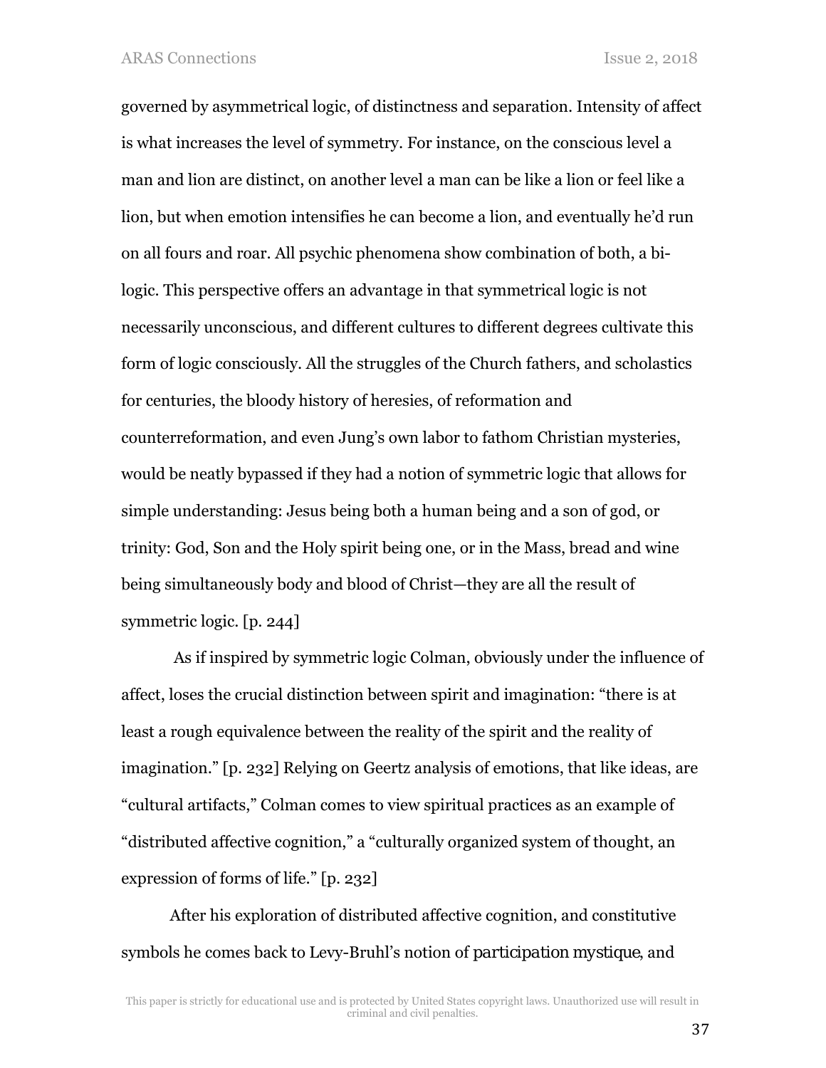governed by asymmetrical logic, of distinctness and separation. Intensity of affect is what increases the level of symmetry. For instance, on the conscious level a man and lion are distinct, on another level a man can be like a lion or feel like a lion, but when emotion intensifies he can become a lion, and eventually he'd run on all fours and roar. All psychic phenomena show combination of both, a bi-logic. This perspective offers an advantage in that symmetrical logic is not necessarily unconscious, and different cultures to different degrees cultivate this form of logic consciously. All the struggles of the Church fathers, and scholastics for centuries, the bloody history of heresies, of reformation and counterreformation, and even Jung's own labor to fathom Christian mysteries, would be neatly bypassed if they had a notion of symmetric logic that allows for simple understanding: Jesus being both a human being and a son of god, or trinity: God, Son and the Holy spirit being one, or in the Mass, bread and wine being simultaneously body and blood of Christ—they are all the result of symmetric logic. [p. 244]

As if inspired by symmetric logic Colman, obviously under the influence of affect, loses the crucial distinction between spirit and imagination: "there is at least a rough equivalence between the reality of the spirit and the reality of imagination." [p. 232] Relying on Geertz analysis of emotions, that like ideas, are "cultural artifacts," Colman comes to view spiritual practices as an example of "distributed affective cognition," a "culturally organized system of thought, an expression of forms of life." [p. 232]

After his exploration of distributed affective cognition, and constitutive symbols he comes back to Levy-Bruhl's notion of *participation mystique*, and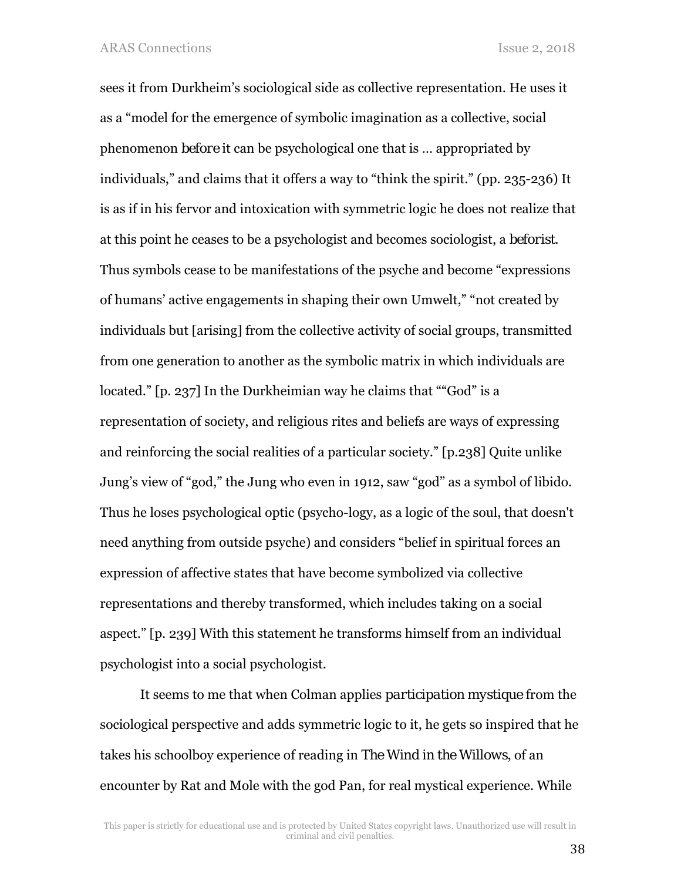sees it from Durkheim's sociological side as collective representation. He uses it as a "model for the emergence of symbolic imagination as a collective, social phenomenon *before* it can be psychological one that is ... appropriated by individuals," and claims that it offers a way to "think the spirit." (pp. 235-236) It is as if in his fervor and intoxication with symmetric logic he does not realize that at this point he ceases to be a psychologist and becomes sociologist, a *beforist*. Thus symbols cease to be manifestations of the psyche and become "expressions of humans' active engagements in shaping their own Umwelt," "not created by individuals but [arising] from the collective activity of social groups, transmitted from one generation to another as the symbolic matrix in which individuals are located." [p. 237] In the Durkheimian way he claims that ""God" is a representation of society, and religious rites and beliefs are ways of expressing and reinforcing the social realities of a particular society." [p.238] Quite unlike Jung's view of "god," the Jung who even in 1912, saw "god" as a symbol of libido. Thus he loses psychological optic (psycho-logy, as a logic of the soul, that doesn't need anything from outside psyche) and considers "belief in spiritual forces an expression of affective states that have become symbolized via collective representations and thereby transformed, which includes taking on a social aspect." [p. 239] With this statement he transforms himself from an individual psychologist into a social psychologist.

It seems to me that when Colman applies *participation mystique* from the sociological perspective and adds symmetric logic to it, he gets so inspired that he takes his schoolboy experience of reading in *The Wind in the Willows*, of an encounter by Rat and Mole with the god Pan, for real mystical experience. While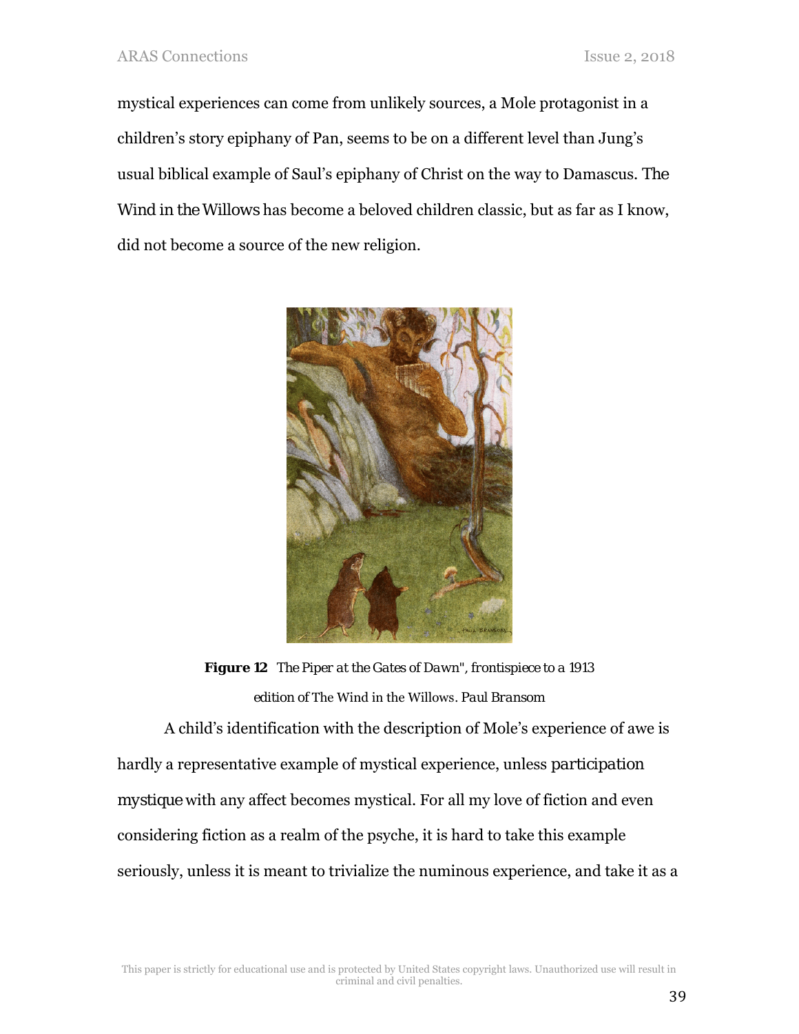mystical experiences can come from unlikely sources, a Mole protagonist in a children's story epiphany of Pan, seems to be on a different level than Jung's usual biblical example of Saul's epiphany of Christ on the way to Damascus. *The Wind in the Willows* has become a beloved children classic, but as far as I know, did not become a source of the new religion.

**Figure 12** *The Piper at the Gates of Dawn", frontispiece to a 1913 edition of* The Wind in the Willows. *Paul Bransom*

A child's identification with the description of Mole's experience of awe is hardly a representative example of mystical experience, unless *participation mystique* with any affect becomes mystical. For all my love of fiction and even considering fiction as a realm of the psyche, it is hard to take this example seriously, unless it is meant to trivialize the numinous experience, and take it as a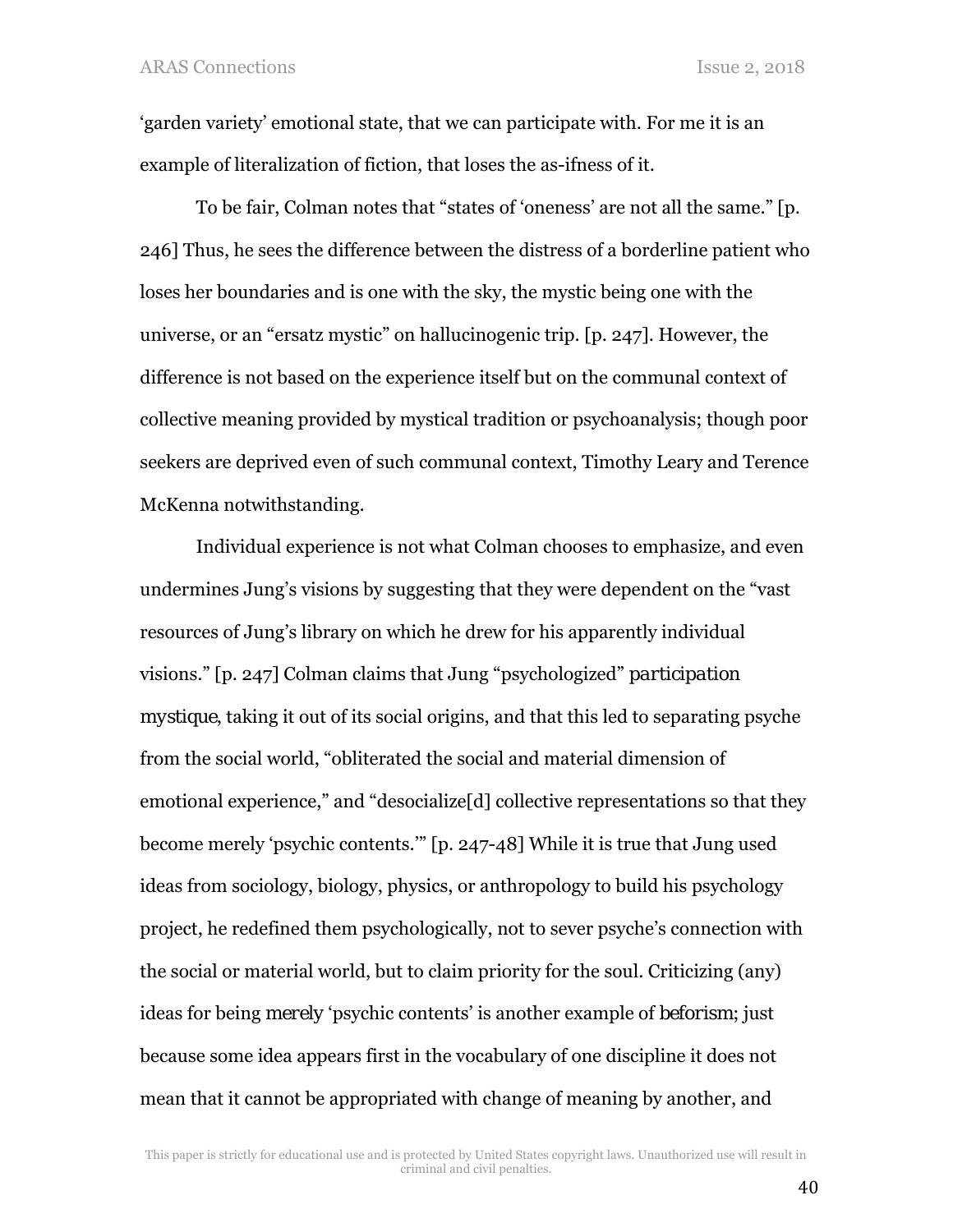'garden variety' emotional state, that we can participate with. For me it is an example of literalization of fiction, that loses the as-ifness of it.

To be fair, Colman notes that "states of 'oneness' are not all the same." [p. 246] Thus, he sees the difference between the distress of a borderline patient who loses her boundaries and is one with the sky, the mystic being one with the universe, or an "ersatz mystic" on hallucinogenic trip. [p. 247]. However, the difference is not based on the experience itself but on the communal context of collective meaning provided by mystical tradition or psychoanalysis; though poor seekers are deprived even of such communal context, Timothy Leary and Terence McKenna notwithstanding.

Individual experience is not what Colman chooses to emphasize, and even undermines Jung's visions by suggesting that they were dependent on the "vast resources of Jung's library on which he drew for his apparently individual visions." [p. 247] Colman claims that Jung "psychologized" *participation mystique*, taking it out of its social origins, and that this led to separating psyche from the social world, "obliterated the social and material dimension of emotional experience," and "desocialize[d] collective representations so that they become merely 'psychic contents.'" [p. 247-48] While it is true that Jung used ideas from sociology, biology, physics, or anthropology to build his psychology project, he redefined them psychologically, not to sever psyche's connection with the social or material world, but to claim priority for the soul. Criticizing (any) ideas for being *merely* 'psychic contents' is another example of *beforism*; just because some idea appears first in the vocabulary of one discipline it does not mean that it cannot be appropriated with change of meaning by another, and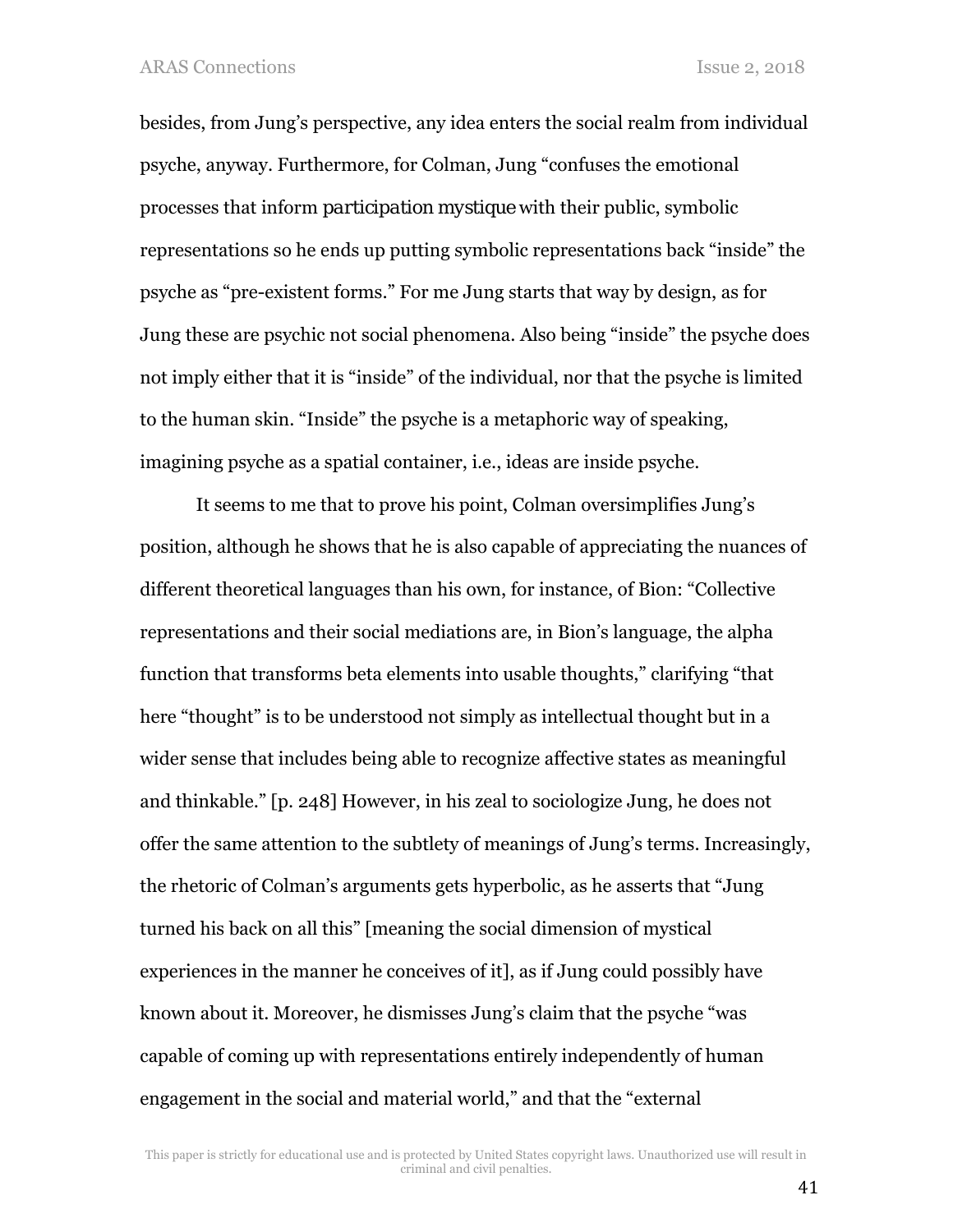besides, from Jung's perspective, any idea enters the social realm from individual psyche, anyway. Furthermore, for Colman, Jung "confuses the emotional processes that inform *participation mystique* with their public, symbolic representations so he ends up putting symbolic representations back "inside" the psyche as "pre-existent forms." For me Jung starts that way by design, as for Jung these are psychic not social phenomena. Also being "inside" the psyche does not imply either that it is "inside" of the individual, nor that the psyche is limited to the human skin. "Inside" the psyche is a metaphoric way of speaking, imagining psyche as a spatial container, i.e., ideas are inside psyche.

It seems to me that to prove his point, Colman oversimplifies Jung's position, although he shows that he is also capable of appreciating the nuances of different theoretical languages than his own, for instance, of Bion: "Collective representations and their social mediations are, in Bion's language, the alpha function that transforms beta elements into usable thoughts," clarifying "that here "thought" is to be understood not simply as intellectual thought but in a wider sense that includes being able to recognize affective states as meaningful and thinkable." [p. 248] However, in his zeal to sociologize Jung, he does not offer the same attention to the subtlety of meanings of Jung's terms. Increasingly, the rhetoric of Colman's arguments gets hyperbolic, as he asserts that "Jung turned his back on all this" [meaning the social dimension of mystical experiences in the manner he conceives of it], as if Jung could possibly have known about it. Moreover, he dismisses Jung's claim that the psyche "was capable of coming up with representations entirely independently of human engagement in the social and material world," and that the "external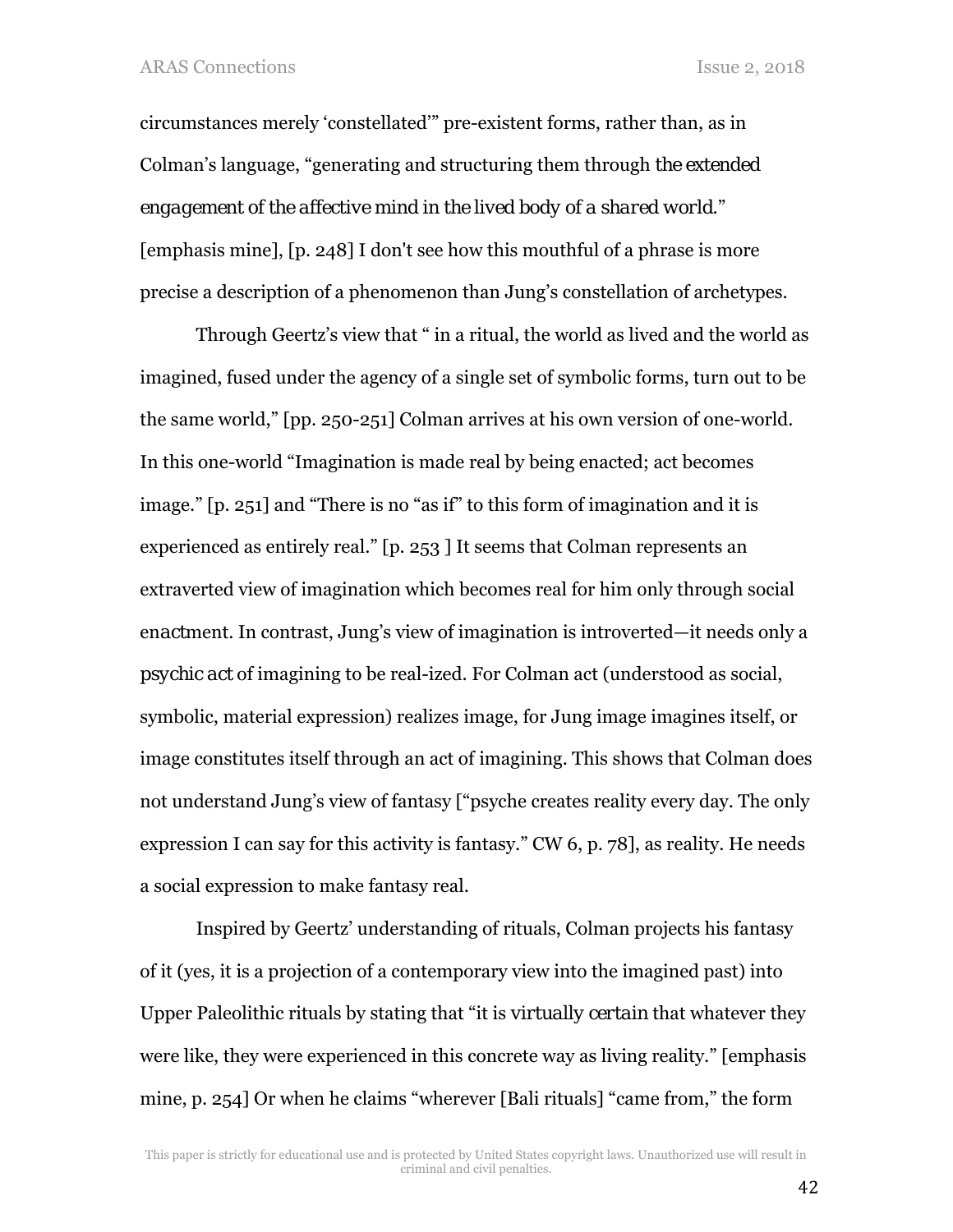circumstances merely 'constellated'" pre-existent forms, rather than, as in Colman's language, "generating and structuring them through *the extended engagement of the affective mind in the lived body of a shared world.*" [emphasis mine], [p. 248] I don't see how this mouthful of a phrase is more precise a description of a phenomenon than Jung's constellation of archetypes.

Through Geertz's view that " in a ritual, the world as lived and the world as imagined, fused under the agency of a single set of symbolic forms, turn out to be the same world," [pp. 250-251] Colman arrives at his own version of one-world. In this one-world "Imagination is made real by being enacted; act becomes image." [p. 251] and "There is no "as if" to this form of imagination and it is experienced as entirely real." [p. 253 ] It seems that Colman represents an extraverted view of imagination which becomes real for him only through social *enactment*. In contrast, Jung's view of imagination is introverted—it needs only a *psychic act* of imagining to be real-ized. For Colman act (understood as social, symbolic, material expression) realizes image, for Jung image imagines itself, or image constitutes itself through an act of imagining. This shows that Colman does not understand Jung's view of fantasy ["psyche creates reality every day. The only expression I can say for this activity is fantasy." CW 6, p. 78], as reality. He needs a social expression to make fantasy real.

Inspired by Geertz' understanding of rituals, Colman projects his fantasy of it (yes, it is a projection of a contemporary view into the imagined past) into Upper Paleolithic rituals by stating that "it is *virtually certain* that whatever they were like, they were experienced in this concrete way as living reality." [emphasis mine, p. 254] Or when he claims "wherever [Bali rituals] "came from," the form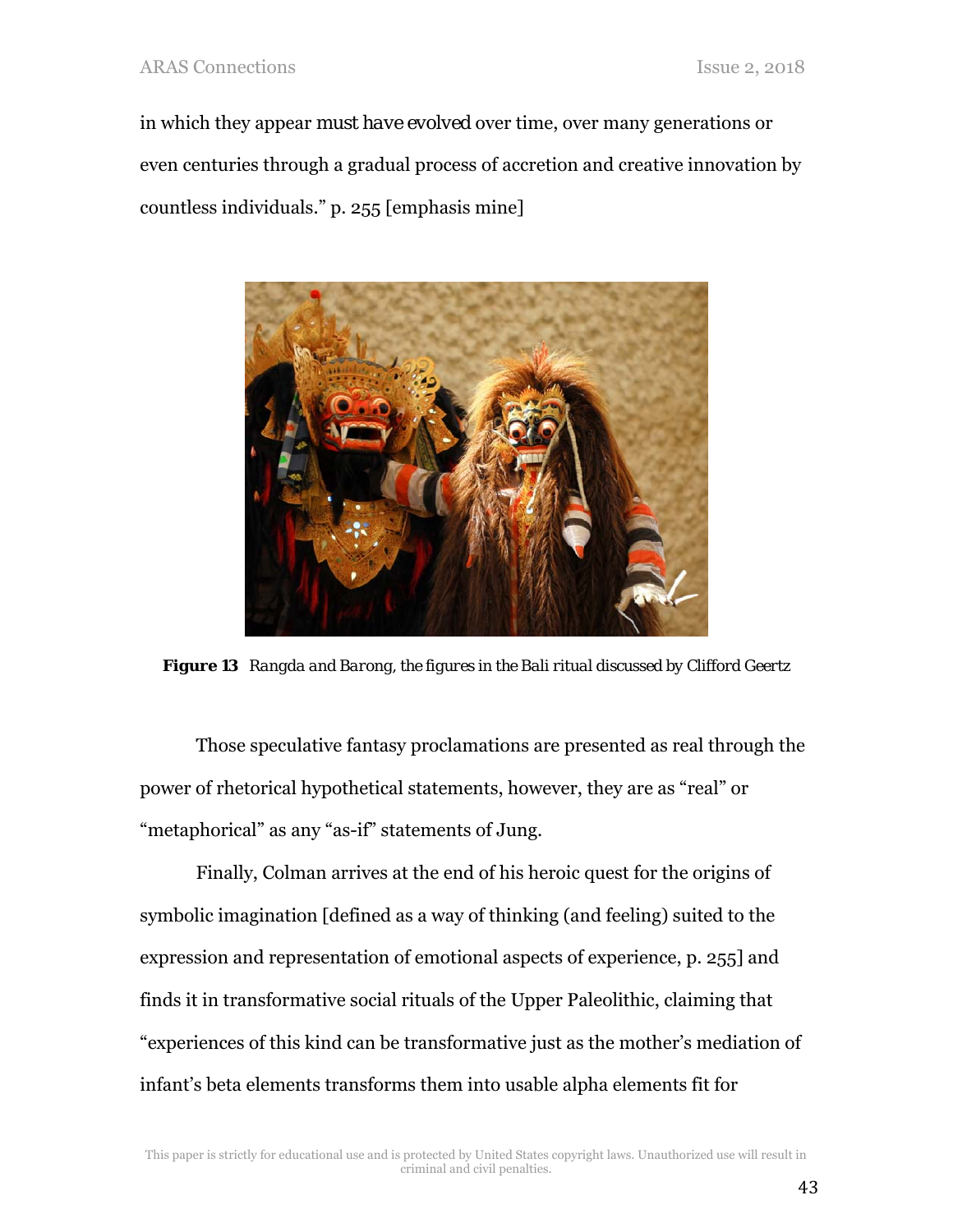in which they appear must have evolved over time, over many generations or even centuries through a gradual process of accretion and creative innovation by countless individuals." p. 255 [emphasis mine]

**Figure 13** *Rangda and Barong, the figures in the Bali ritual discussed by Clifford Geertz*

Those speculative fantasy proclamations are presented as real through the power of rhetorical hypothetical statements, however, they are as "real" or "metaphorical" as any "as-if" statements of Jung.

Finally, Colman arrives at the end of his heroic quest for the origins of symbolic imagination [defined as a way of thinking (and feeling) suited to the expression and representation of emotional aspects of experience, p. 255] and finds it in transformative social rituals of the Upper Paleolithic, claiming that "experiences of this kind can be transformative just as the mother's mediation of infant's beta elements transforms them into usable alpha elements fit for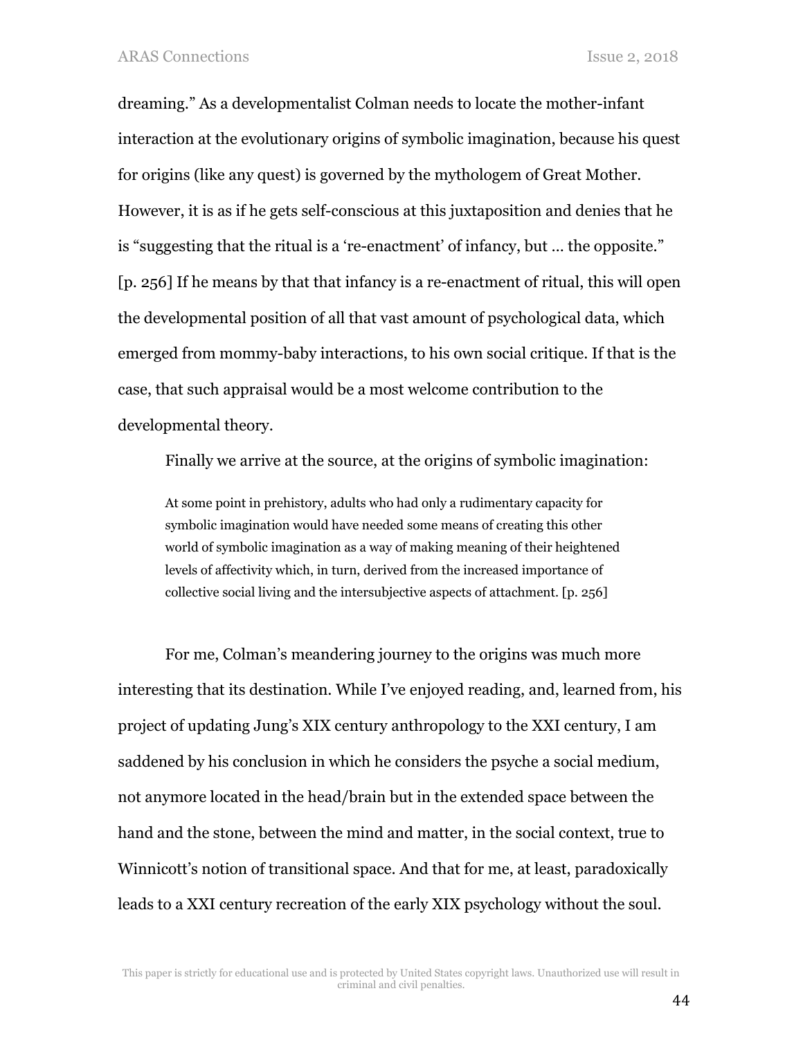dreaming." As a developmentalist Colman needs to locate the mother-infant interaction at the evolutionary origins of symbolic imagination, because his quest for origins (like any quest) is governed by the mythologem of Great Mother. However, it is as if he gets self-conscious at this juxtaposition and denies that he is "suggesting that the ritual is a 're-enactment' of infancy, but … the opposite." [p. 256] If he means by that that infancy is a re-enactment of ritual, this will open the developmental position of all that vast amount of psychological data, which emerged from mommy-baby interactions, to his own social critique. If that is the case, that such appraisal would be a most welcome contribution to the developmental theory.

Finally we arrive at the source, at the origins of symbolic imagination:

> At some point in prehistory, adults who had only a rudimentary capacity for symbolic imagination would have needed some means of creating this other world of symbolic imagination as a way of making meaning of their heightened levels of affectivity which, in turn, derived from the increased importance of collective social living and the intersubjective aspects of attachment. [p. 256]

For me, Colman's meandering journey to the origins was much more interesting that its destination. While I've enjoyed reading, and, learned from, his project of updating Jung's XIX century anthropology to the XXI century, I am saddened by his conclusion in which he considers the psyche a social medium, not anymore located in the head/brain but in the extended space between the hand and the stone, between the mind and matter, in the social context, true to Winnicott's notion of transitional space. And that for me, at least, paradoxically leads to a XXI century recreation of the early XIX psychology without the soul.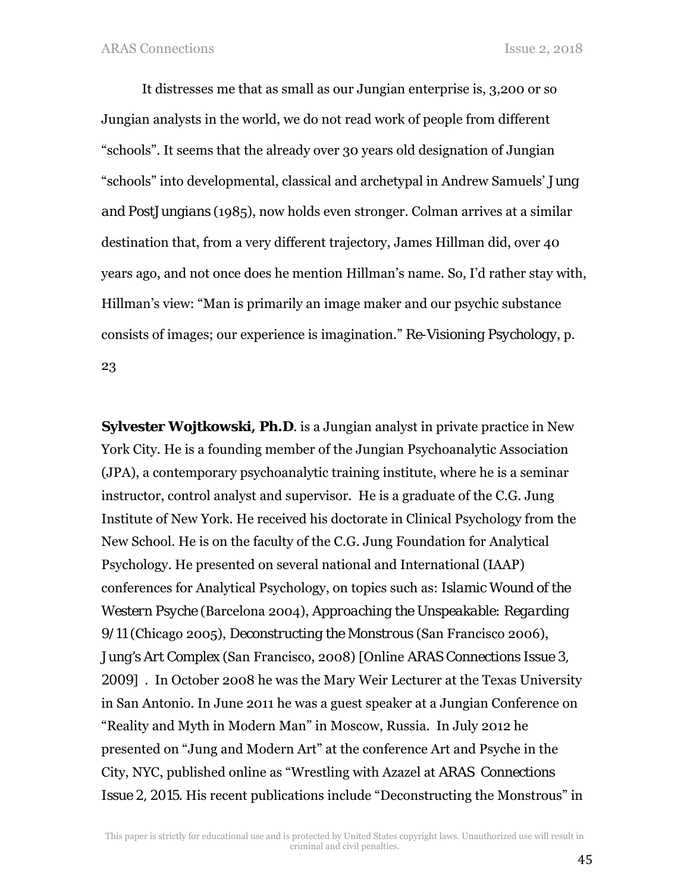It distresses me that as small as our Jungian enterprise is, 3,200 or so Jungian analysts in the world, we do not read work of people from different "schools". It seems that the already over 30 years old designation of Jungian "schools" into developmental, classical and archetypal in Andrew Samuels' *Jung and PostJungians* (1985), now holds even stronger. Colman arrives at a similar destination that, from a very different trajectory, James Hillman did, over 40 years ago, and not once does he mention Hillman's name. So, I'd rather stay with, Hillman's view: "Man is primarily an image maker and our psychic substance consists of images; our experience is imagination." *Re-Visioning Psychology*, p. 23

**Sylvester Wojtkowski, Ph.D**. is a Jungian analyst in private practice in New York City. He is a founding member of the Jungian Psychoanalytic Association (JPA), a contemporary psychoanalytic training institute, where he is a seminar instructor, control analyst and supervisor. He is a graduate of the C.G. Jung Institute of New York. He received his doctorate in Clinical Psychology from the New School. He is on the faculty of the C.G. Jung Foundation for Analytical Psychology. He presented on several national and International (IAAP) conferences for Analytical Psychology, on topics such as: *Islamic Wound of the Western Psyche* (Barcelona 2004), *Approaching the Unspeakable: Regarding 9/11* (Chicago 2005), *Deconstructing the Monstrous* (San Francisco 2006), *Jung's Art Complex* (San Francisco, 2008) [Online *ARAS Connections Issue 3, 2009*] . In October 2008 he was the Mary Weir Lecturer at the Texas University in San Antonio. In June 2011 he was a guest speaker at a Jungian Conference on "Reality and Myth in Modern Man" in Moscow, Russia. In July 2012 he presented on "Jung and Modern Art" at the conference Art and Psyche in the City, NYC, published online as "Wrestling with Azazel at *ARAS Connections Issue 2, 2015*. His recent publications include "Deconstructing the Monstrous" in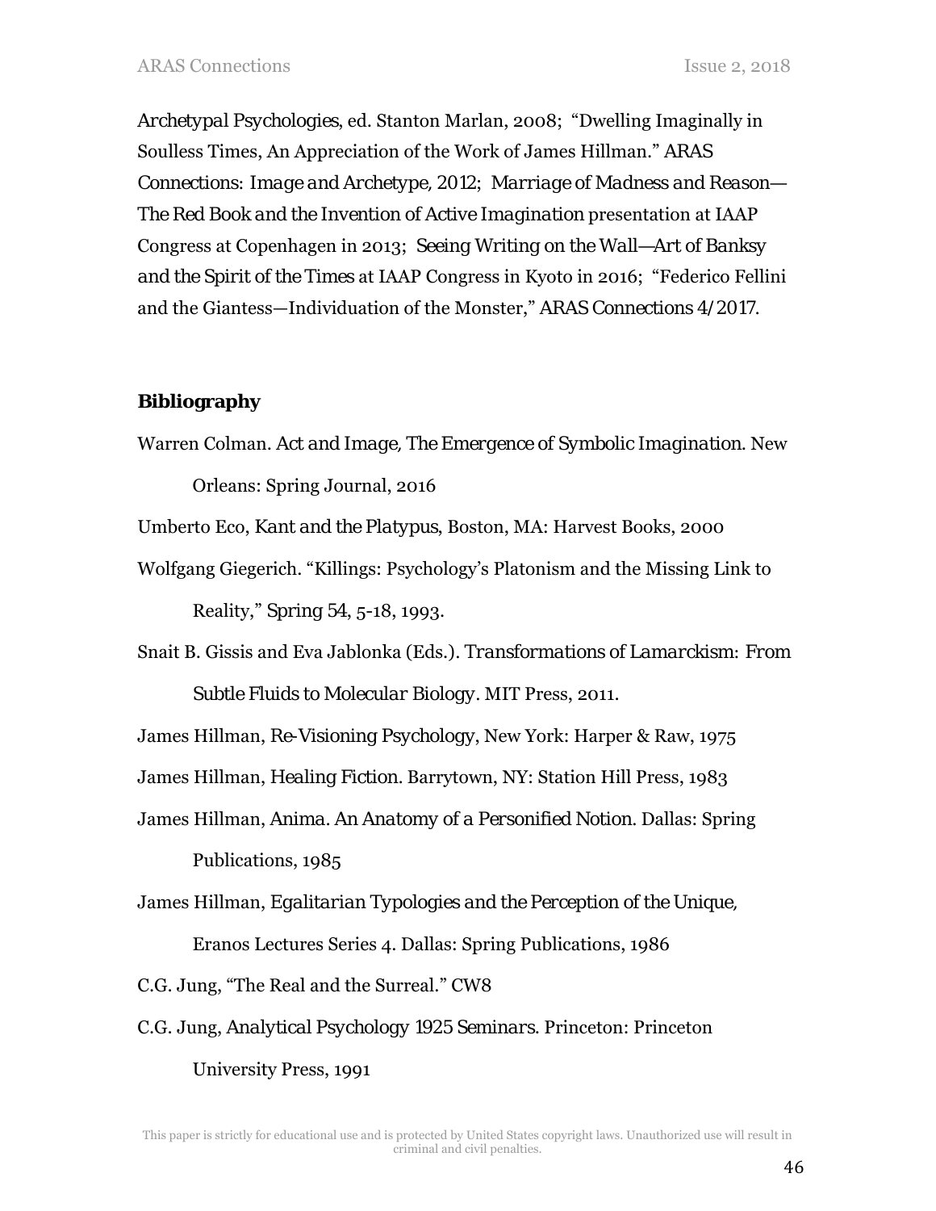*Archetypal Psychologies*, ed. Stanton Marlan, 2008; "Dwelling Imaginally in Soulless Times, An Appreciation of the Work of James Hillman." *ARAS Connections: Image and Archetype*, 2012; *Marriage of Madness and Reason—The Red Book and the Invention of Active Imagination* presentation at IAAP Congress at Copenhagen in 2013; *Seeing Writing on the Wall—Art of Banksy and the Spirit of the Times* at IAAP Congress in Kyoto in 2016; "Federico Fellini and the Giantess—Individuation of the Monster," *ARAS Connections* 4/2017.

**Bibliography**

Warren Colman. *Act and Image, The Emergence of Symbolic Imagination*. New Orleans: Spring Journal, 2016

Umberto Eco, *Kant and the Platypus*, Boston, MA: Harvest Books, 2000

Wolfgang Giegerich. "Killings: Psychology's Platonism and the Missing Link to Reality," *Spring* 54, 5-18, 1993.

Snait B. Gissis and Eva Jablonka (Eds.). *Transformations of Lamarckism: From Subtle Fluids to Molecular Biology*. MIT Press, 2011.

James Hillman, *Re-Visioning Psychology*, New York: Harper & Raw, 1975

James Hillman, *Healing Fiction*. Barrytown, NY: Station Hill Press, 1983

James Hillman, *Anima. An Anatomy of a Personified Notion*. Dallas: Spring Publications, 1985

James Hillman, *Egalitarian Typologies and the Perception of the Unique*, Eranos Lectures Series 4. Dallas: Spring Publications, 1986

C.G. Jung, "The Real and the Surreal." CW8

C.G. Jung, *Analytical Psychology 1925 Seminars*. Princeton: Princeton University Press, 1991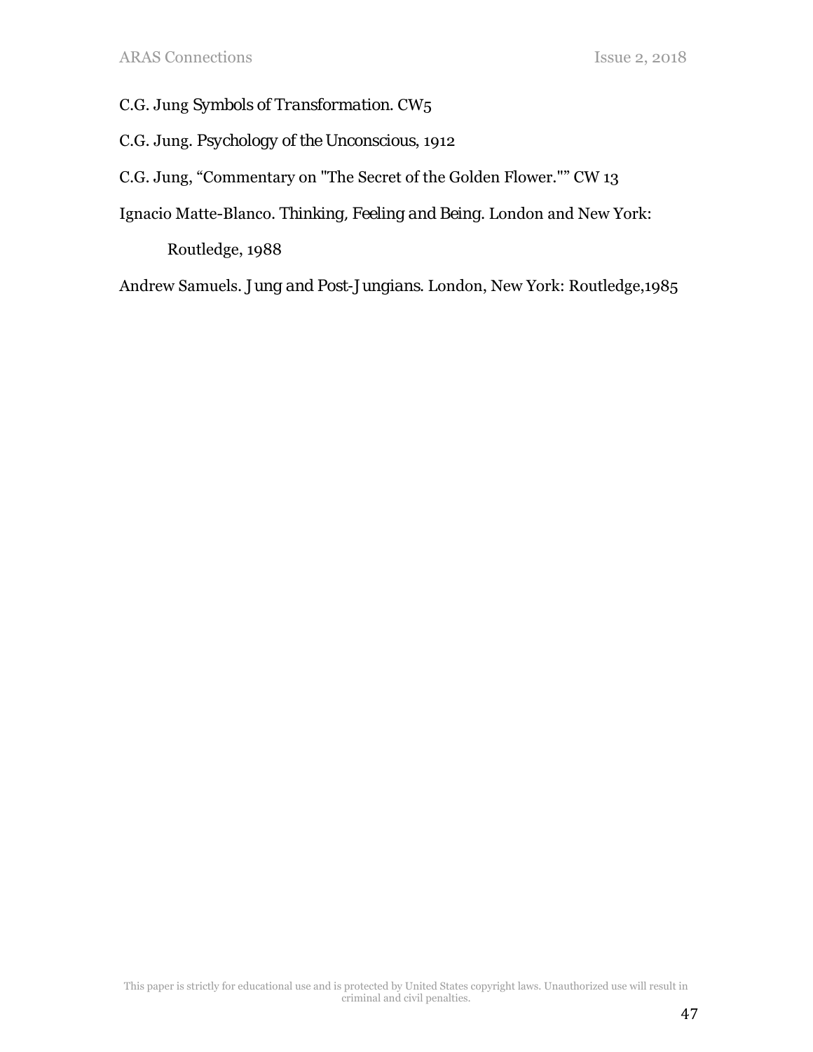C.G. Jung *Symbols of Transformation*. CW5

C.G. Jung. *Psychology of the Unconscious*, 1912

C.G. Jung, “Commentary on "The Secret of the Golden Flower."” CW 13

Ignacio Matte-Blanco. *Thinking, Feeling and Being*. London and New York: Routledge, 1988

Andrew Samuels. *Jung and Post-Jungians*. London, New York: Routledge,1985

This paper is strictly for educational use and is protected by United States copyright laws. Unauthorized use will result in criminal and civil penalties.